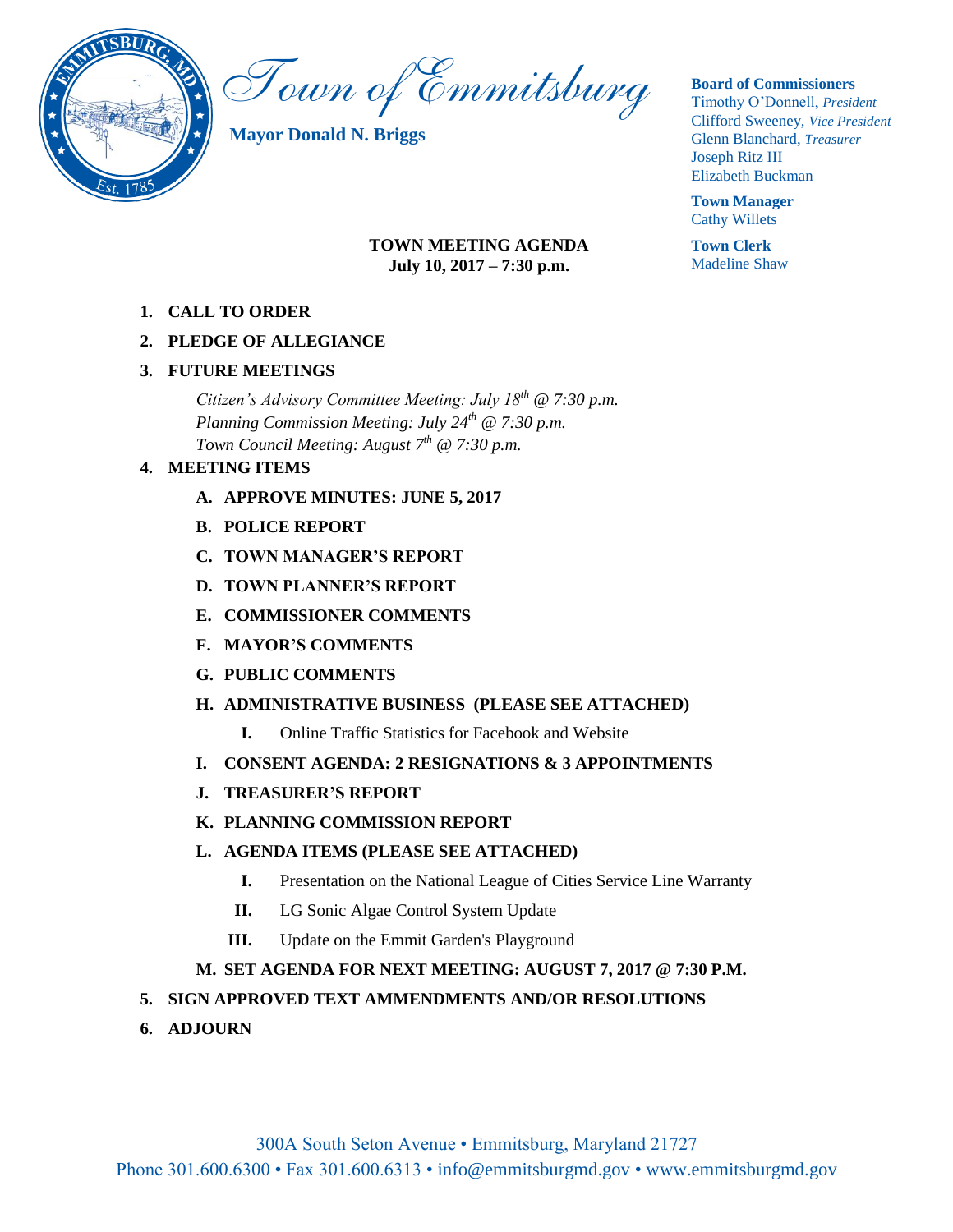# Town of Emmitsburg

**Mayor Donald N. Briggs**

**Board of Commissioners**
Timothy O'Donnell, *President*
Clifford Sweeney, *Vice President*
Glenn Blanchard, *Treasurer*
Joseph Ritz III
Elizabeth Buckman

**Town Manager**
Cathy Willets

**Town Clerk**
Madeline Shaw

## TOWN MEETING AGENDA
**July 10, 2017 – 7:30 p.m.**

1. **CALL TO ORDER**
2. **PLEDGE OF ALLEGIANCE**
3. **FUTURE MEETINGS**

   *Citizen's Advisory Committee Meeting: July 18th @ 7:30 p.m.*
   *Planning Commission Meeting: July 24th @ 7:30 p.m.*
   *Town Council Meeting: August 7th @ 7:30 p.m.*

4. **MEETING ITEMS**
   - **A. APPROVE MINUTES: JUNE 5, 2017**
   - **B. POLICE REPORT**
   - **C. TOWN MANAGER'S REPORT**
   - **D. TOWN PLANNER'S REPORT**
   - **E. COMMISSIONER COMMENTS**
   - **F. MAYOR'S COMMENTS**
   - **G. PUBLIC COMMENTS**
   - **H. ADMINISTRATIVE BUSINESS (PLEASE SEE ATTACHED)**
     - **I.** Online Traffic Statistics for Facebook and Website
   - **I. CONSENT AGENDA: 2 RESIGNATIONS & 3 APPOINTMENTS**
   - **J. TREASURER'S REPORT**
   - **K. PLANNING COMMISSION REPORT**
   - **L. AGENDA ITEMS (PLEASE SEE ATTACHED)**
     - **I.** Presentation on the National League of Cities Service Line Warranty
     - **II.** LG Sonic Algae Control System Update
     - **III.** Update on the Emmit Garden's Playground
   - **M. SET AGENDA FOR NEXT MEETING: AUGUST 7, 2017 @ 7:30 P.M.**
5. **SIGN APPROVED TEXT AMMENDMENTS AND/OR RESOLUTIONS**
6. **ADJOURN**

300A South Seton Avenue • Emmitsburg, Maryland 21727
Phone 301.600.6300 • Fax 301.600.6313 • info@emmitsburgmd.gov • www.emmitsburgmd.gov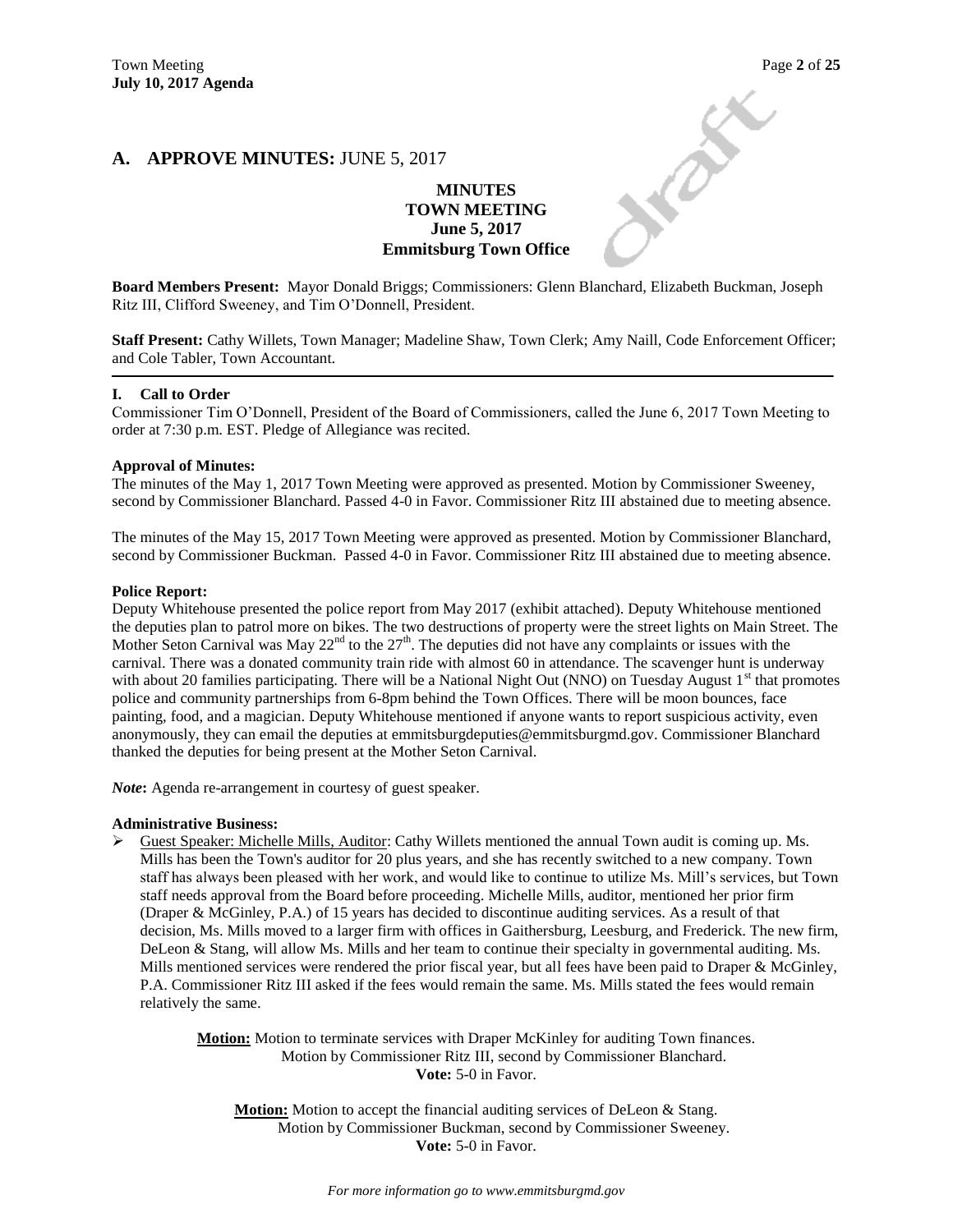## A. APPROVE MINUTES: JUNE 5, 2017

**MINUTES**
**TOWN MEETING**
**June 5, 2017**
**Emmitsburg Town Office**

**Board Members Present:** Mayor Donald Briggs; Commissioners: Glenn Blanchard, Elizabeth Buckman, Joseph Ritz III, Clifford Sweeney, and Tim O'Donnell, President.

**Staff Present:** Cathy Willets, Town Manager; Madeline Shaw, Town Clerk; Amy Naill, Code Enforcement Officer; and Cole Tabler, Town Accountant.

### I. Call to Order

Commissioner Tim O'Donnell, President of the Board of Commissioners, called the June 6, 2017 Town Meeting to order at 7:30 p.m. EST. Pledge of Allegiance was recited.

**Approval of Minutes:**

The minutes of the May 1, 2017 Town Meeting were approved as presented. Motion by Commissioner Sweeney, second by Commissioner Blanchard. Passed 4-0 in Favor. Commissioner Ritz III abstained due to meeting absence.

The minutes of the May 15, 2017 Town Meeting were approved as presented. Motion by Commissioner Blanchard, second by Commissioner Buckman. Passed 4-0 in Favor. Commissioner Ritz III abstained due to meeting absence.

**Police Report:**

Deputy Whitehouse presented the police report from May 2017 (exhibit attached). Deputy Whitehouse mentioned the deputies plan to patrol more on bikes. The two destructions of property were the street lights on Main Street. The Mother Seton Carnival was May 22nd to the 27th. The deputies did not have any complaints or issues with the carnival. There was a donated community train ride with almost 60 in attendance. The scavenger hunt is underway with about 20 families participating. There will be a National Night Out (NNO) on Tuesday August 1st that promotes police and community partnerships from 6-8pm behind the Town Offices. There will be moon bounces, face painting, food, and a magician. Deputy Whitehouse mentioned if anyone wants to report suspicious activity, even anonymously, they can email the deputies at emmitsburgdeputies@emmitsburgmd.gov. Commissioner Blanchard thanked the deputies for being present at the Mother Seton Carnival.

***Note*:** Agenda re-arrangement in courtesy of guest speaker.

**Administrative Business:**

- Guest Speaker: Michelle Mills, Auditor: Cathy Willets mentioned the annual Town audit is coming up. Ms. Mills has been the Town's auditor for 20 plus years, and she has recently switched to a new company. Town staff has always been pleased with her work, and would like to continue to utilize Ms. Mill's services, but Town staff needs approval from the Board before proceeding. Michelle Mills, auditor, mentioned her prior firm (Draper & McGinley, P.A.) of 15 years has decided to discontinue auditing services. As a result of that decision, Ms. Mills moved to a larger firm with offices in Gaithersburg, Leesburg, and Frederick. The new firm, DeLeon & Stang, will allow Ms. Mills and her team to continue their specialty in governmental auditing. Ms. Mills mentioned services were rendered the prior fiscal year, but all fees have been paid to Draper & McGinley, P.A. Commissioner Ritz III asked if the fees would remain the same. Ms. Mills stated the fees would remain relatively the same.

**Motion:** Motion to terminate services with Draper McKinley for auditing Town finances.
Motion by Commissioner Ritz III, second by Commissioner Blanchard.
**Vote:** 5-0 in Favor.

**Motion:** Motion to accept the financial auditing services of DeLeon & Stang.
Motion by Commissioner Buckman, second by Commissioner Sweeney.
**Vote:** 5-0 in Favor.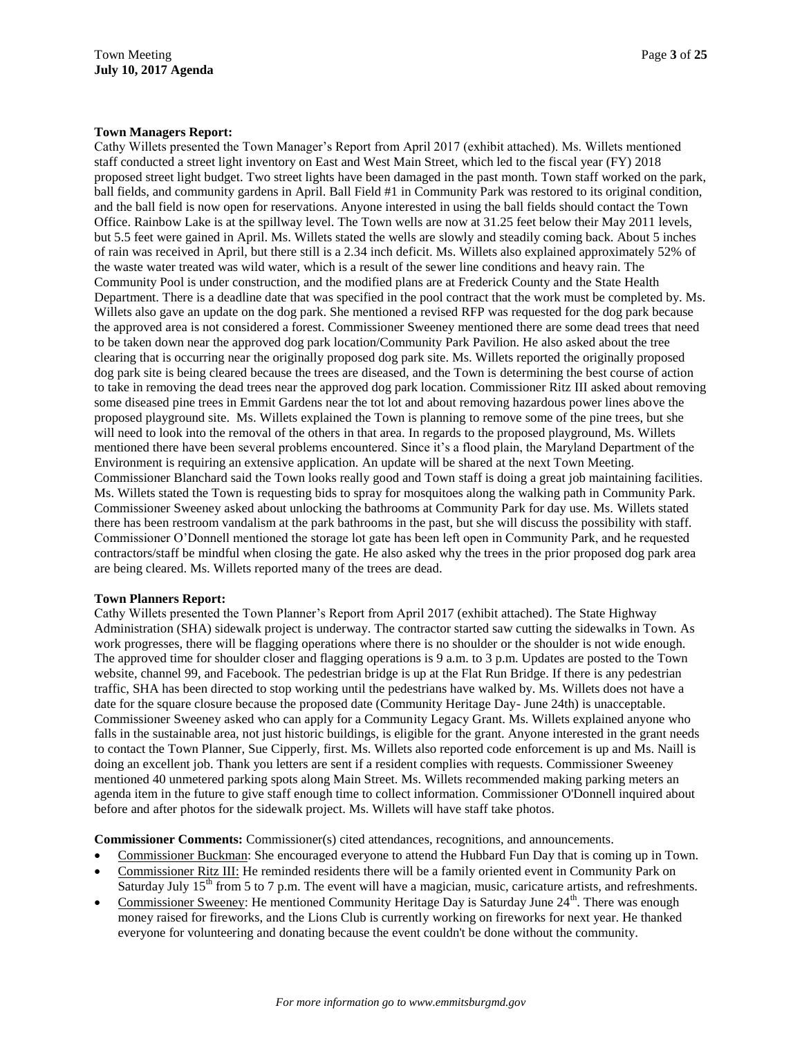**Town Managers Report:**
Cathy Willets presented the Town Manager's Report from April 2017 (exhibit attached). Ms. Willets mentioned staff conducted a street light inventory on East and West Main Street, which led to the fiscal year (FY) 2018 proposed street light budget. Two street lights have been damaged in the past month. Town staff worked on the park, ball fields, and community gardens in April. Ball Field #1 in Community Park was restored to its original condition, and the ball field is now open for reservations. Anyone interested in using the ball fields should contact the Town Office. Rainbow Lake is at the spillway level. The Town wells are now at 31.25 feet below their May 2011 levels, but 5.5 feet were gained in April. Ms. Willets stated the wells are slowly and steadily coming back. About 5 inches of rain was received in April, but there still is a 2.34 inch deficit. Ms. Willets also explained approximately 52% of the waste water treated was wild water, which is a result of the sewer line conditions and heavy rain. The Community Pool is under construction, and the modified plans are at Frederick County and the State Health Department. There is a deadline date that was specified in the pool contract that the work must be completed by. Ms. Willets also gave an update on the dog park. She mentioned a revised RFP was requested for the dog park because the approved area is not considered a forest. Commissioner Sweeney mentioned there are some dead trees that need to be taken down near the approved dog park location/Community Park Pavilion. He also asked about the tree clearing that is occurring near the originally proposed dog park site. Ms. Willets reported the originally proposed dog park site is being cleared because the trees are diseased, and the Town is determining the best course of action to take in removing the dead trees near the approved dog park location. Commissioner Ritz III asked about removing some diseased pine trees in Emmit Gardens near the tot lot and about removing hazardous power lines above the proposed playground site. Ms. Willets explained the Town is planning to remove some of the pine trees, but she will need to look into the removal of the others in that area. In regards to the proposed playground, Ms. Willets mentioned there have been several problems encountered. Since it's a flood plain, the Maryland Department of the Environment is requiring an extensive application. An update will be shared at the next Town Meeting. Commissioner Blanchard said the Town looks really good and Town staff is doing a great job maintaining facilities. Ms. Willets stated the Town is requesting bids to spray for mosquitoes along the walking path in Community Park. Commissioner Sweeney asked about unlocking the bathrooms at Community Park for day use. Ms. Willets stated there has been restroom vandalism at the park bathrooms in the past, but she will discuss the possibility with staff. Commissioner O'Donnell mentioned the storage lot gate has been left open in Community Park, and he requested contractors/staff be mindful when closing the gate. He also asked why the trees in the prior proposed dog park area are being cleared. Ms. Willets reported many of the trees are dead.

**Town Planners Report:**
Cathy Willets presented the Town Planner's Report from April 2017 (exhibit attached). The State Highway Administration (SHA) sidewalk project is underway. The contractor started saw cutting the sidewalks in Town. As work progresses, there will be flagging operations where there is no shoulder or the shoulder is not wide enough. The approved time for shoulder closer and flagging operations is 9 a.m. to 3 p.m. Updates are posted to the Town website, channel 99, and Facebook. The pedestrian bridge is up at the Flat Run Bridge. If there is any pedestrian traffic, SHA has been directed to stop working until the pedestrians have walked by. Ms. Willets does not have a date for the square closure because the proposed date (Community Heritage Day- June 24th) is unacceptable. Commissioner Sweeney asked who can apply for a Community Legacy Grant. Ms. Willets explained anyone who falls in the sustainable area, not just historic buildings, is eligible for the grant. Anyone interested in the grant needs to contact the Town Planner, Sue Cipperly, first. Ms. Willets also reported code enforcement is up and Ms. Naill is doing an excellent job. Thank you letters are sent if a resident complies with requests. Commissioner Sweeney mentioned 40 unmetered parking spots along Main Street. Ms. Willets recommended making parking meters an agenda item in the future to give staff enough time to collect information. Commissioner O'Donnell inquired about before and after photos for the sidewalk project. Ms. Willets will have staff take photos.

**Commissioner Comments:** Commissioner(s) cited attendances, recognitions, and announcements.

- Commissioner Buckman: She encouraged everyone to attend the Hubbard Fun Day that is coming up in Town.
- Commissioner Ritz III: He reminded residents there will be a family oriented event in Community Park on Saturday July 15th from 5 to 7 p.m. The event will have a magician, music, caricature artists, and refreshments.
- Commissioner Sweeney: He mentioned Community Heritage Day is Saturday June 24th. There was enough money raised for fireworks, and the Lions Club is currently working on fireworks for next year. He thanked everyone for volunteering and donating because the event couldn't be done without the community.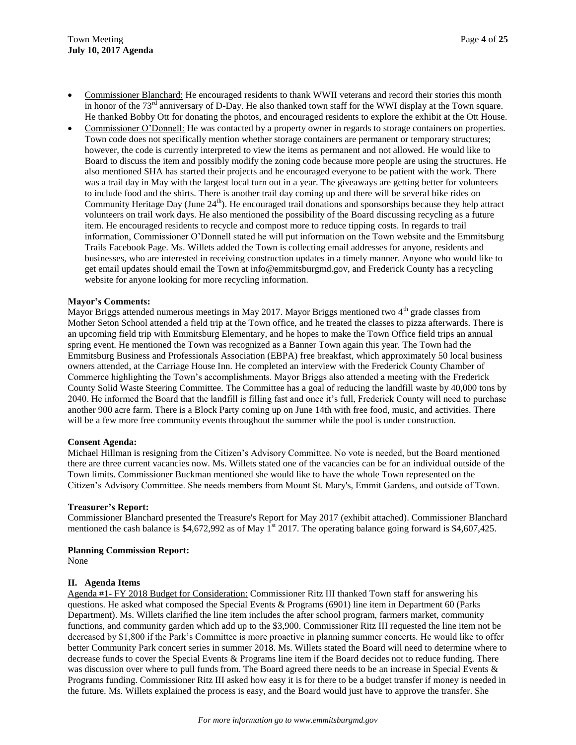- Commissioner Blanchard: He encouraged residents to thank WWII veterans and record their stories this month in honor of the 73rd anniversary of D-Day. He also thanked town staff for the WWI display at the Town square. He thanked Bobby Ott for donating the photos, and encouraged residents to explore the exhibit at the Ott House.
- Commissioner O'Donnell: He was contacted by a property owner in regards to storage containers on properties. Town code does not specifically mention whether storage containers are permanent or temporary structures; however, the code is currently interpreted to view the items as permanent and not allowed. He would like to Board to discuss the item and possibly modify the zoning code because more people are using the structures. He also mentioned SHA has started their projects and he encouraged everyone to be patient with the work. There was a trail day in May with the largest local turn out in a year. The giveaways are getting better for volunteers to include food and the shirts. There is another trail day coming up and there will be several bike rides on Community Heritage Day (June 24th). He encouraged trail donations and sponsorships because they help attract volunteers on trail work days. He also mentioned the possibility of the Board discussing recycling as a future item. He encouraged residents to recycle and compost more to reduce tipping costs. In regards to trail information, Commissioner O'Donnell stated he will put information on the Town website and the Emmitsburg Trails Facebook Page. Ms. Willets added the Town is collecting email addresses for anyone, residents and businesses, who are interested in receiving construction updates in a timely manner. Anyone who would like to get email updates should email the Town at info@emmitsburgmd.gov, and Frederick County has a recycling website for anyone looking for more recycling information.

**Mayor's Comments:**
Mayor Briggs attended numerous meetings in May 2017. Mayor Briggs mentioned two 4th grade classes from Mother Seton School attended a field trip at the Town office, and he treated the classes to pizza afterwards. There is an upcoming field trip with Emmitsburg Elementary, and he hopes to make the Town Office field trips an annual spring event. He mentioned the Town was recognized as a Banner Town again this year. The Town had the Emmitsburg Business and Professionals Association (EBPA) free breakfast, which approximately 50 local business owners attended, at the Carriage House Inn. He completed an interview with the Frederick County Chamber of Commerce highlighting the Town's accomplishments. Mayor Briggs also attended a meeting with the Frederick County Solid Waste Steering Committee. The Committee has a goal of reducing the landfill waste by 40,000 tons by 2040. He informed the Board that the landfill is filling fast and once it's full, Frederick County will need to purchase another 900 acre farm. There is a Block Party coming up on June 14th with free food, music, and activities. There will be a few more free community events throughout the summer while the pool is under construction.

**Consent Agenda:**
Michael Hillman is resigning from the Citizen's Advisory Committee. No vote is needed, but the Board mentioned there are three current vacancies now. Ms. Willets stated one of the vacancies can be for an individual outside of the Town limits. Commissioner Buckman mentioned she would like to have the whole Town represented on the Citizen's Advisory Committee. She needs members from Mount St. Mary's, Emmit Gardens, and outside of Town.

**Treasurer's Report:**
Commissioner Blanchard presented the Treasure's Report for May 2017 (exhibit attached). Commissioner Blanchard mentioned the cash balance is $4,672,992 as of May 1st 2017. The operating balance going forward is $4,607,425.

**Planning Commission Report:**
None

**II. Agenda Items**

Agenda #1- FY 2018 Budget for Consideration: Commissioner Ritz III thanked Town staff for answering his questions. He asked what composed the Special Events & Programs (6901) line item in Department 60 (Parks Department). Ms. Willets clarified the line item includes the after school program, farmers market, community functions, and community garden which add up to the $3,900. Commissioner Ritz III requested the line item not be decreased by $1,800 if the Park's Committee is more proactive in planning summer concerts. He would like to offer better Community Park concert series in summer 2018. Ms. Willets stated the Board will need to determine where to decrease funds to cover the Special Events & Programs line item if the Board decides not to reduce funding. There was discussion over where to pull funds from. The Board agreed there needs to be an increase in Special Events & Programs funding. Commissioner Ritz III asked how easy it is for there to be a budget transfer if money is needed in the future. Ms. Willets explained the process is easy, and the Board would just have to approve the transfer. She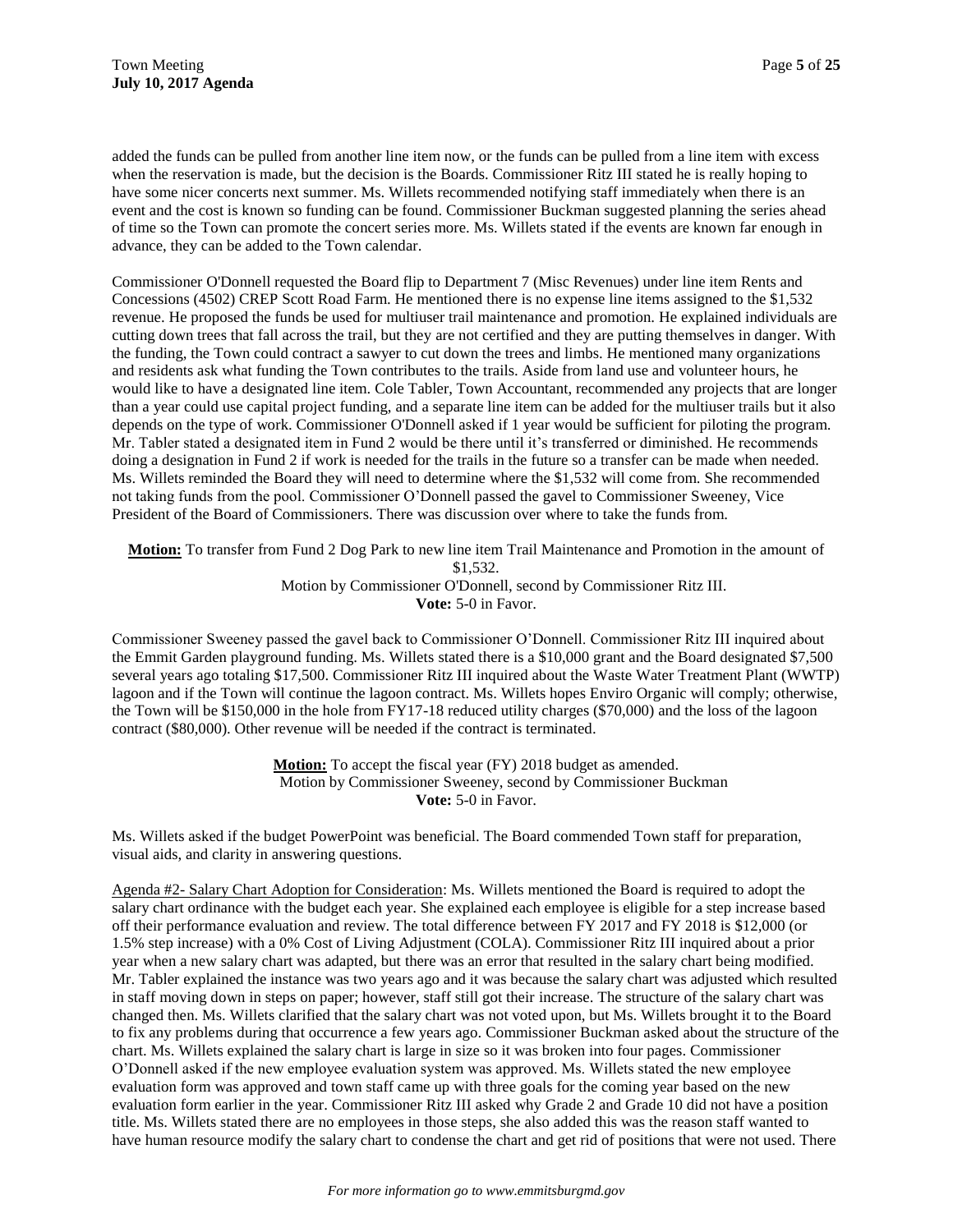added the funds can be pulled from another line item now, or the funds can be pulled from a line item with excess when the reservation is made, but the decision is the Boards. Commissioner Ritz III stated he is really hoping to have some nicer concerts next summer. Ms. Willets recommended notifying staff immediately when there is an event and the cost is known so funding can be found. Commissioner Buckman suggested planning the series ahead of time so the Town can promote the concert series more. Ms. Willets stated if the events are known far enough in advance, they can be added to the Town calendar.

Commissioner O'Donnell requested the Board flip to Department 7 (Misc Revenues) under line item Rents and Concessions (4502) CREP Scott Road Farm. He mentioned there is no expense line items assigned to the $1,532 revenue. He proposed the funds be used for multiuser trail maintenance and promotion. He explained individuals are cutting down trees that fall across the trail, but they are not certified and they are putting themselves in danger. With the funding, the Town could contract a sawyer to cut down the trees and limbs. He mentioned many organizations and residents ask what funding the Town contributes to the trails. Aside from land use and volunteer hours, he would like to have a designated line item. Cole Tabler, Town Accountant, recommended any projects that are longer than a year could use capital project funding, and a separate line item can be added for the multiuser trails but it also depends on the type of work. Commissioner O'Donnell asked if 1 year would be sufficient for piloting the program. Mr. Tabler stated a designated item in Fund 2 would be there until it's transferred or diminished. He recommends doing a designation in Fund 2 if work is needed for the trails in the future so a transfer can be made when needed. Ms. Willets reminded the Board they will need to determine where the $1,532 will come from. She recommended not taking funds from the pool. Commissioner O'Donnell passed the gavel to Commissioner Sweeney, Vice President of the Board of Commissioners. There was discussion over where to take the funds from.

**Motion:** To transfer from Fund 2 Dog Park to new line item Trail Maintenance and Promotion in the amount of $1,532.
Motion by Commissioner O'Donnell, second by Commissioner Ritz III.
**Vote:** 5-0 in Favor.

Commissioner Sweeney passed the gavel back to Commissioner O'Donnell. Commissioner Ritz III inquired about the Emmit Garden playground funding. Ms. Willets stated there is a $10,000 grant and the Board designated $7,500 several years ago totaling $17,500. Commissioner Ritz III inquired about the Waste Water Treatment Plant (WWTP) lagoon and if the Town will continue the lagoon contract. Ms. Willets hopes Enviro Organic will comply; otherwise, the Town will be $150,000 in the hole from FY17-18 reduced utility charges ($70,000) and the loss of the lagoon contract ($80,000). Other revenue will be needed if the contract is terminated.

**Motion:** To accept the fiscal year (FY) 2018 budget as amended.
Motion by Commissioner Sweeney, second by Commissioner Buckman
**Vote:** 5-0 in Favor.

Ms. Willets asked if the budget PowerPoint was beneficial. The Board commended Town staff for preparation, visual aids, and clarity in answering questions.

Agenda #2- Salary Chart Adoption for Consideration: Ms. Willets mentioned the Board is required to adopt the salary chart ordinance with the budget each year. She explained each employee is eligible for a step increase based off their performance evaluation and review. The total difference between FY 2017 and FY 2018 is $12,000 (or 1.5% step increase) with a 0% Cost of Living Adjustment (COLA). Commissioner Ritz III inquired about a prior year when a new salary chart was adapted, but there was an error that resulted in the salary chart being modified. Mr. Tabler explained the instance was two years ago and it was because the salary chart was adjusted which resulted in staff moving down in steps on paper; however, staff still got their increase. The structure of the salary chart was changed then. Ms. Willets clarified that the salary chart was not voted upon, but Ms. Willets brought it to the Board to fix any problems during that occurrence a few years ago. Commissioner Buckman asked about the structure of the chart. Ms. Willets explained the salary chart is large in size so it was broken into four pages. Commissioner O'Donnell asked if the new employee evaluation system was approved. Ms. Willets stated the new employee evaluation form was approved and town staff came up with three goals for the coming year based on the new evaluation form earlier in the year. Commissioner Ritz III asked why Grade 2 and Grade 10 did not have a position title. Ms. Willets stated there are no employees in those steps, she also added this was the reason staff wanted to have human resource modify the salary chart to condense the chart and get rid of positions that were not used. There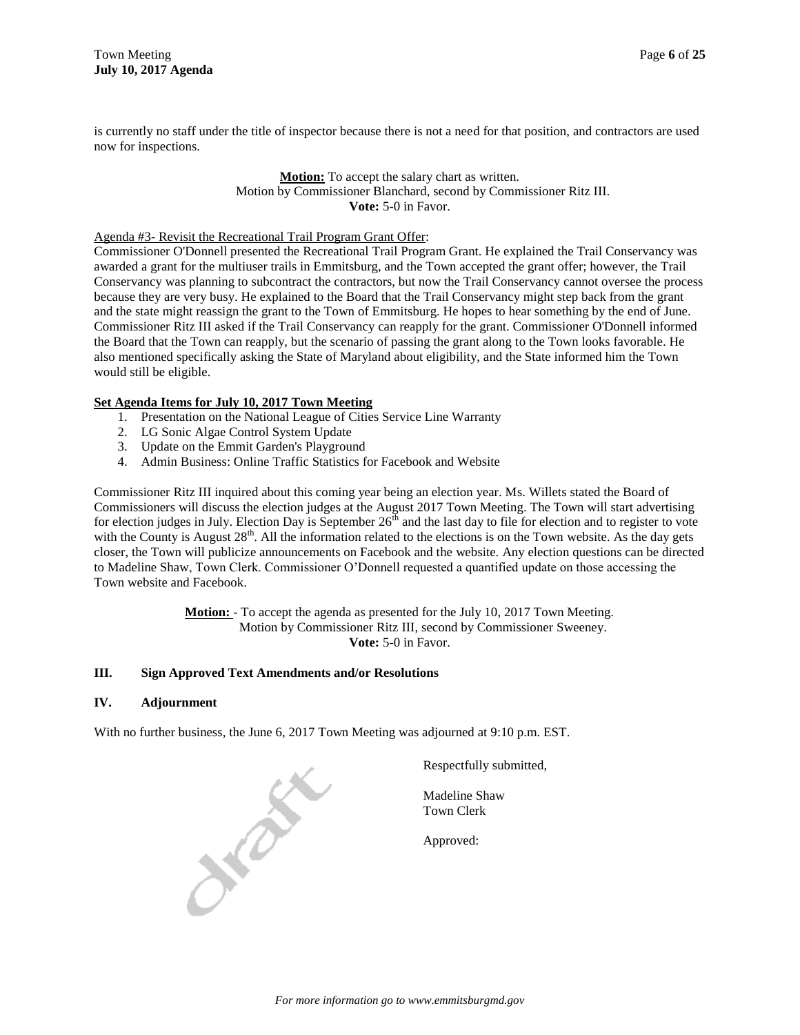is currently no staff under the title of inspector because there is not a need for that position, and contractors are used now for inspections.

> **Motion:** To accept the salary chart as written.
> Motion by Commissioner Blanchard, second by Commissioner Ritz III.
> **Vote:** 5-0 in Favor.

Agenda #3- Revisit the Recreational Trail Program Grant Offer:

Commissioner O'Donnell presented the Recreational Trail Program Grant. He explained the Trail Conservancy was awarded a grant for the multiuser trails in Emmitsburg, and the Town accepted the grant offer; however, the Trail Conservancy was planning to subcontract the contractors, but now the Trail Conservancy cannot oversee the process because they are very busy. He explained to the Board that the Trail Conservancy might step back from the grant and the state might reassign the grant to the Town of Emmitsburg. He hopes to hear something by the end of June. Commissioner Ritz III asked if the Trail Conservancy can reapply for the grant. Commissioner O'Donnell informed the Board that the Town can reapply, but the scenario of passing the grant along to the Town looks favorable. He also mentioned specifically asking the State of Maryland about eligibility, and the State informed him the Town would still be eligible.

**Set Agenda Items for July 10, 2017 Town Meeting**

1. Presentation on the National League of Cities Service Line Warranty
2. LG Sonic Algae Control System Update
3. Update on the Emmit Garden's Playground
4. Admin Business: Online Traffic Statistics for Facebook and Website

Commissioner Ritz III inquired about this coming year being an election year. Ms. Willets stated the Board of Commissioners will discuss the election judges at the August 2017 Town Meeting. The Town will start advertising for election judges in July. Election Day is September 26th and the last day to file for election and to register to vote with the County is August 28th. All the information related to the elections is on the Town website. As the day gets closer, the Town will publicize announcements on Facebook and the website. Any election questions can be directed to Madeline Shaw, Town Clerk. Commissioner O'Donnell requested a quantified update on those accessing the Town website and Facebook.

> **Motion:** - To accept the agenda as presented for the July 10, 2017 Town Meeting.
> Motion by Commissioner Ritz III, second by Commissioner Sweeney.
> **Vote:** 5-0 in Favor.

## III. Sign Approved Text Amendments and/or Resolutions

## IV. Adjournment

With no further business, the June 6, 2017 Town Meeting was adjourned at 9:10 p.m. EST.

Respectfully submitted,

Madeline Shaw
Town Clerk

Approved: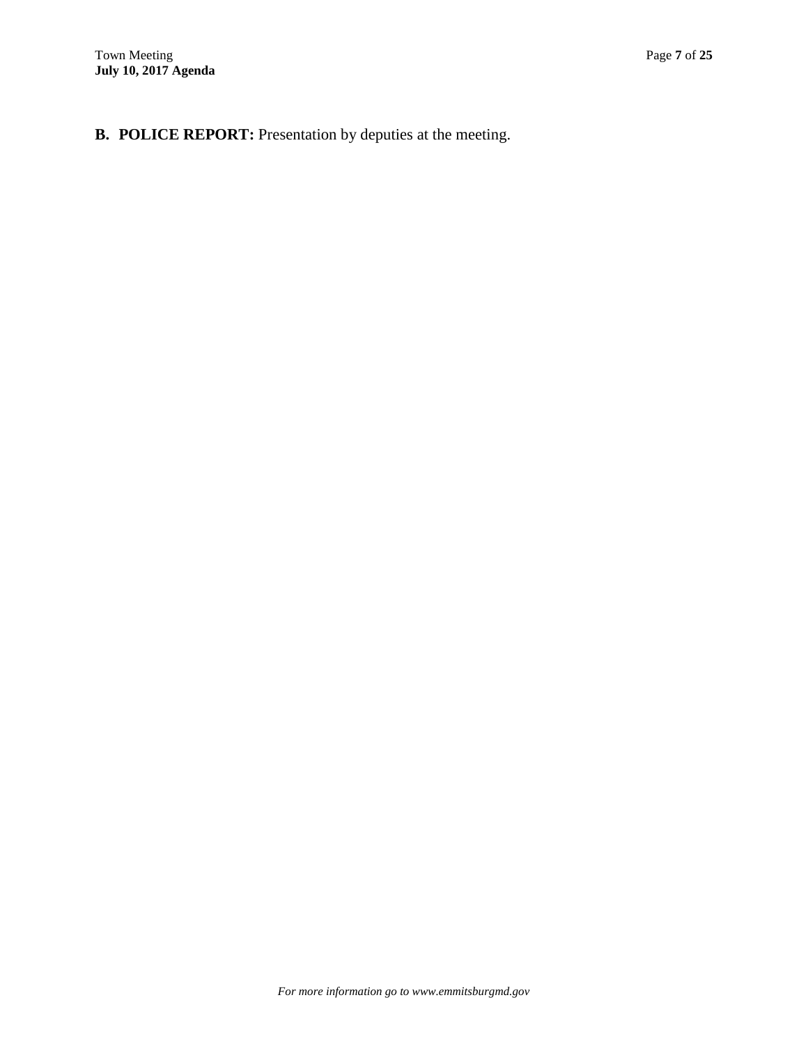**B. POLICE REPORT:** Presentation by deputies at the meeting.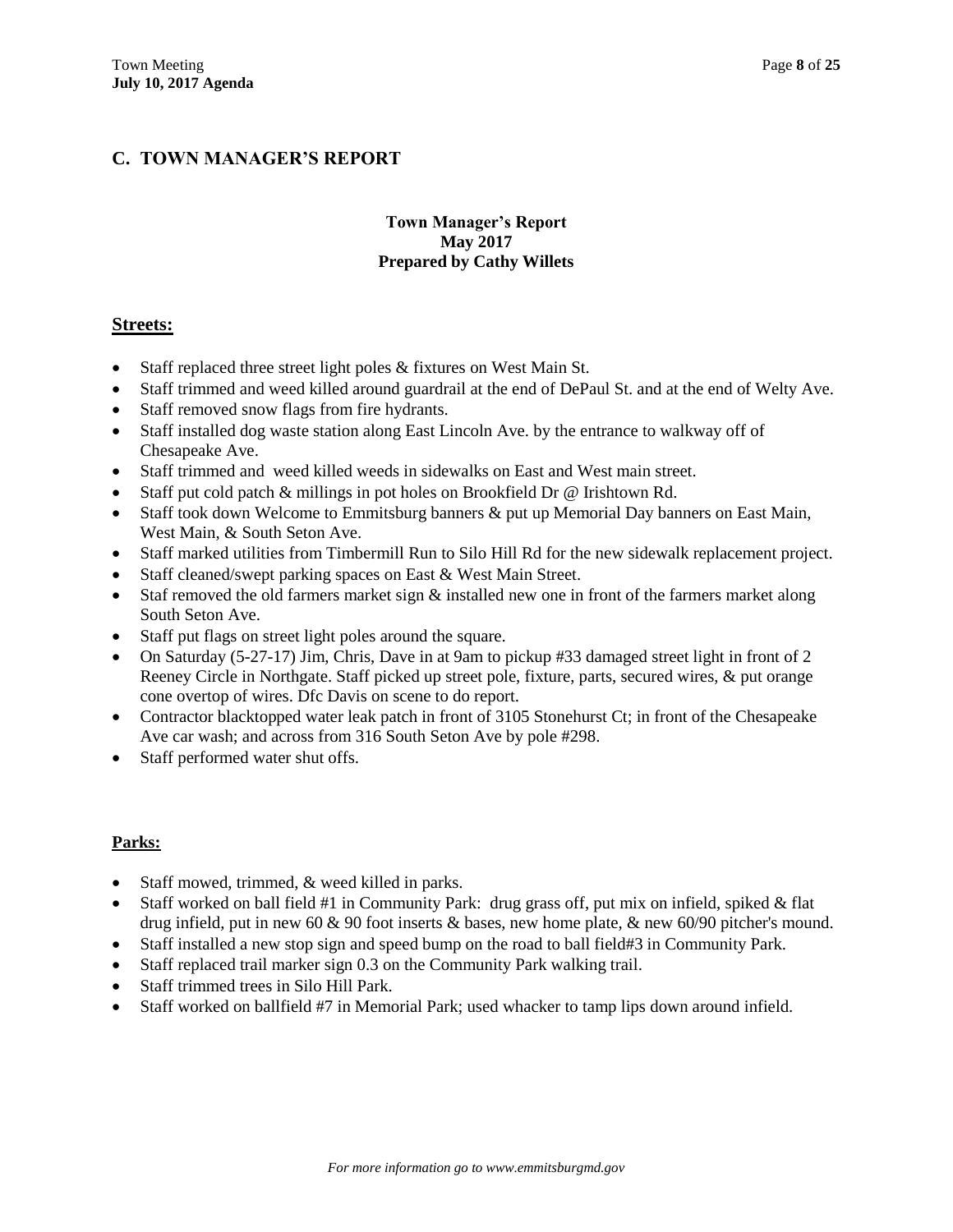## C. TOWN MANAGER'S REPORT

**Town Manager's Report**
**May 2017**
**Prepared by Cathy Willets**

### Streets:

- Staff replaced three street light poles & fixtures on West Main St.
- Staff trimmed and weed killed around guardrail at the end of DePaul St. and at the end of Welty Ave.
- Staff removed snow flags from fire hydrants.
- Staff installed dog waste station along East Lincoln Ave. by the entrance to walkway off of Chesapeake Ave.
- Staff trimmed and weed killed weeds in sidewalks on East and West main street.
- Staff put cold patch & millings in pot holes on Brookfield Dr @ Irishtown Rd.
- Staff took down Welcome to Emmitsburg banners & put up Memorial Day banners on East Main, West Main, & South Seton Ave.
- Staff marked utilities from Timbermill Run to Silo Hill Rd for the new sidewalk replacement project.
- Staff cleaned/swept parking spaces on East & West Main Street.
- Staf removed the old farmers market sign & installed new one in front of the farmers market along South Seton Ave.
- Staff put flags on street light poles around the square.
- On Saturday (5-27-17) Jim, Chris, Dave in at 9am to pickup #33 damaged street light in front of 2 Reeney Circle in Northgate. Staff picked up street pole, fixture, parts, secured wires, & put orange cone overtop of wires. Dfc Davis on scene to do report.
- Contractor blacktopped water leak patch in front of 3105 Stonehurst Ct; in front of the Chesapeake Ave car wash; and across from 316 South Seton Ave by pole #298.
- Staff performed water shut offs.

### Parks:

- Staff mowed, trimmed, & weed killed in parks.
- Staff worked on ball field #1 in Community Park: drug grass off, put mix on infield, spiked & flat drug infield, put in new 60 & 90 foot inserts & bases, new home plate, & new 60/90 pitcher's mound.
- Staff installed a new stop sign and speed bump on the road to ball field#3 in Community Park.
- Staff replaced trail marker sign 0.3 on the Community Park walking trail.
- Staff trimmed trees in Silo Hill Park.
- Staff worked on ballfield #7 in Memorial Park; used whacker to tamp lips down around infield.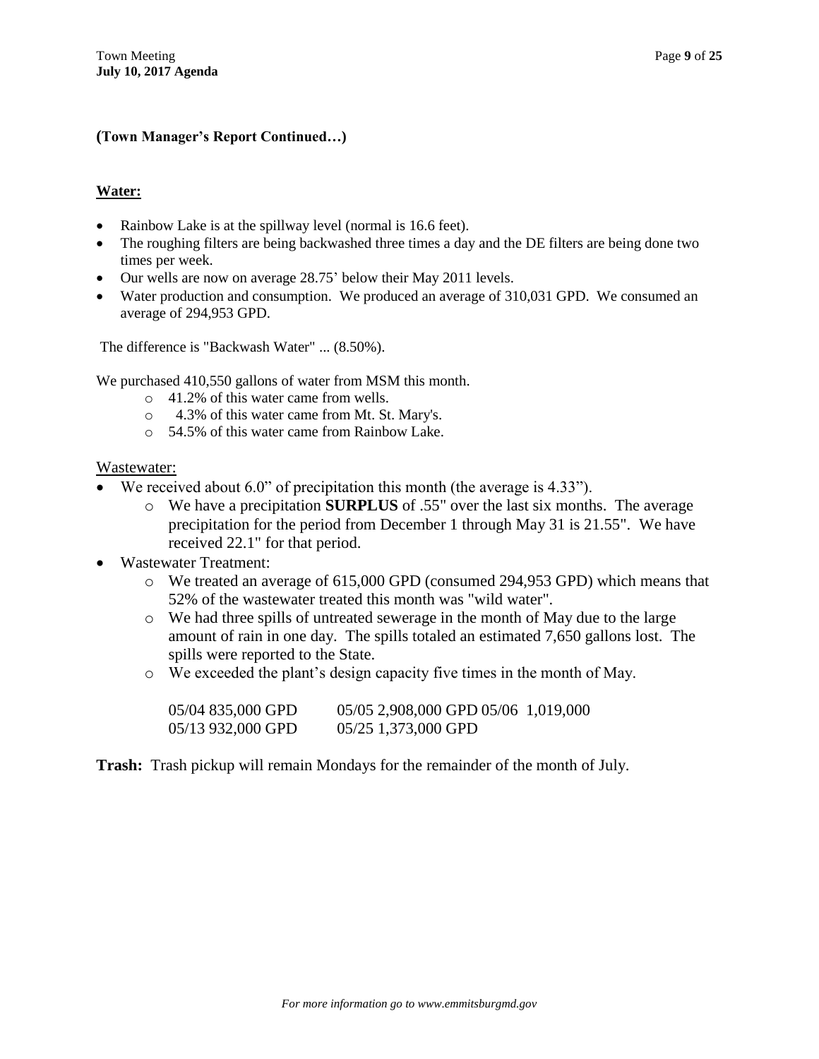**(Town Manager's Report Continued…)**

**Water:**

- Rainbow Lake is at the spillway level (normal is 16.6 feet).
- The roughing filters are being backwashed three times a day and the DE filters are being done two times per week.
- Our wells are now on average 28.75' below their May 2011 levels.
- Water production and consumption. We produced an average of 310,031 GPD. We consumed an average of 294,953 GPD.

The difference is "Backwash Water" ... (8.50%).

We purchased 410,550 gallons of water from MSM this month.

- 41.2% of this water came from wells.
- 4.3% of this water came from Mt. St. Mary's.
- 54.5% of this water came from Rainbow Lake.

Wastewater:

- We received about 6.0" of precipitation this month (the average is 4.33").
  - We have a precipitation **SURPLUS** of .55" over the last six months. The average precipitation for the period from December 1 through May 31 is 21.55". We have received 22.1" for that period.
- Wastewater Treatment:
  - We treated an average of 615,000 GPD (consumed 294,953 GPD) which means that 52% of the wastewater treated this month was "wild water".
  - We had three spills of untreated sewerage in the month of May due to the large amount of rain in one day. The spills totaled an estimated 7,650 gallons lost. The spills were reported to the State.
  - We exceeded the plant's design capacity five times in the month of May.

    05/04 835,000 GPD    05/05 2,908,000 GPD 05/06  1,019,000
    05/13 932,000 GPD    05/25 1,373,000 GPD

**Trash:** Trash pickup will remain Mondays for the remainder of the month of July.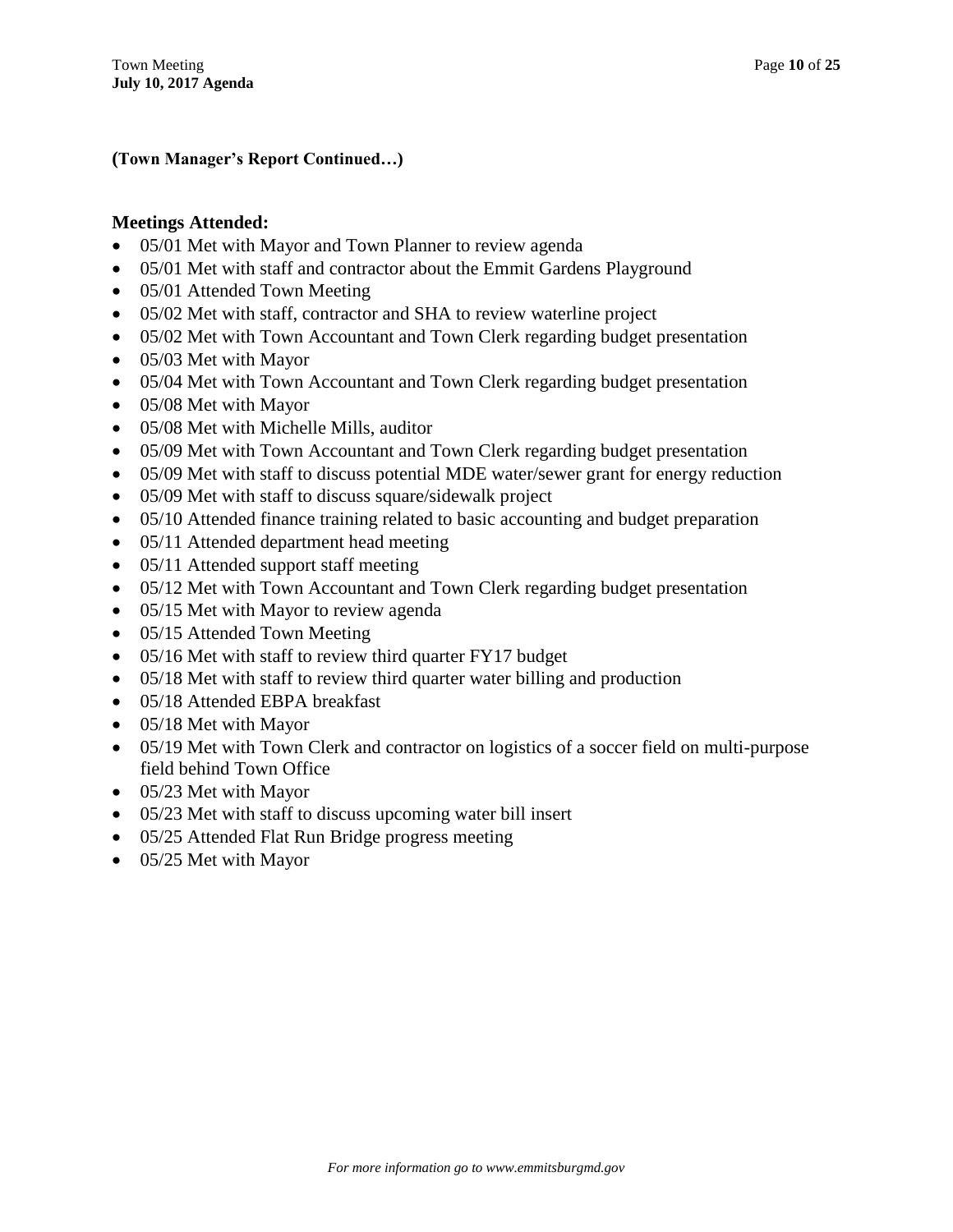**(Town Manager's Report Continued…)**

### Meetings Attended:

- 05/01 Met with Mayor and Town Planner to review agenda
- 05/01 Met with staff and contractor about the Emmit Gardens Playground
- 05/01 Attended Town Meeting
- 05/02 Met with staff, contractor and SHA to review waterline project
- 05/02 Met with Town Accountant and Town Clerk regarding budget presentation
- 05/03 Met with Mayor
- 05/04 Met with Town Accountant and Town Clerk regarding budget presentation
- 05/08 Met with Mayor
- 05/08 Met with Michelle Mills, auditor
- 05/09 Met with Town Accountant and Town Clerk regarding budget presentation
- 05/09 Met with staff to discuss potential MDE water/sewer grant for energy reduction
- 05/09 Met with staff to discuss square/sidewalk project
- 05/10 Attended finance training related to basic accounting and budget preparation
- 05/11 Attended department head meeting
- 05/11 Attended support staff meeting
- 05/12 Met with Town Accountant and Town Clerk regarding budget presentation
- 05/15 Met with Mayor to review agenda
- 05/15 Attended Town Meeting
- 05/16 Met with staff to review third quarter FY17 budget
- 05/18 Met with staff to review third quarter water billing and production
- 05/18 Attended EBPA breakfast
- 05/18 Met with Mayor
- 05/19 Met with Town Clerk and contractor on logistics of a soccer field on multi-purpose field behind Town Office
- 05/23 Met with Mayor
- 05/23 Met with staff to discuss upcoming water bill insert
- 05/25 Attended Flat Run Bridge progress meeting
- 05/25 Met with Mayor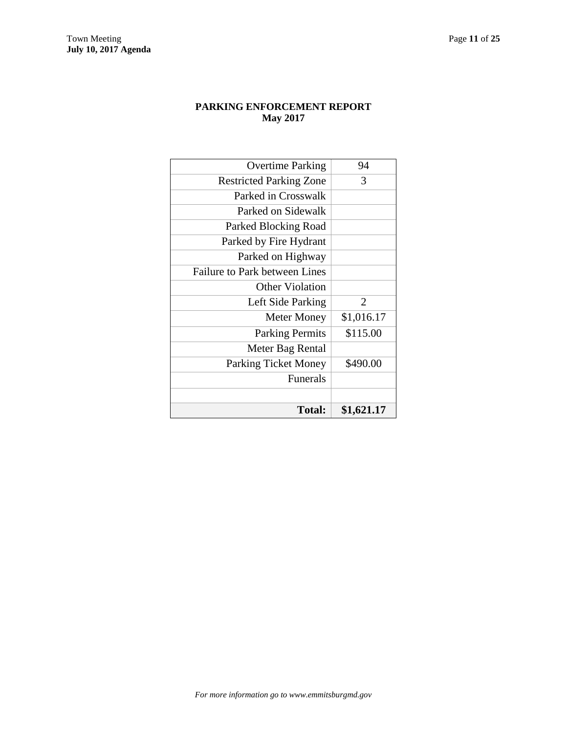**PARKING ENFORCEMENT REPORT**
**May 2017**

| | |
|---:|:---:|
| Overtime Parking | 94 |
| Restricted Parking Zone | 3 |
| Parked in Crosswalk | |
| Parked on Sidewalk | |
| Parked Blocking Road | |
| Parked by Fire Hydrant | |
| Parked on Highway | |
| Failure to Park between Lines | |
| Other Violation | |
| Left Side Parking | 2 |
| Meter Money | $1,016.17 |
| Parking Permits | $115.00 |
| Meter Bag Rental | |
| Parking Ticket Money | $490.00 |
| Funerals | |
| | |
| **Total:** | **$1,621.17** |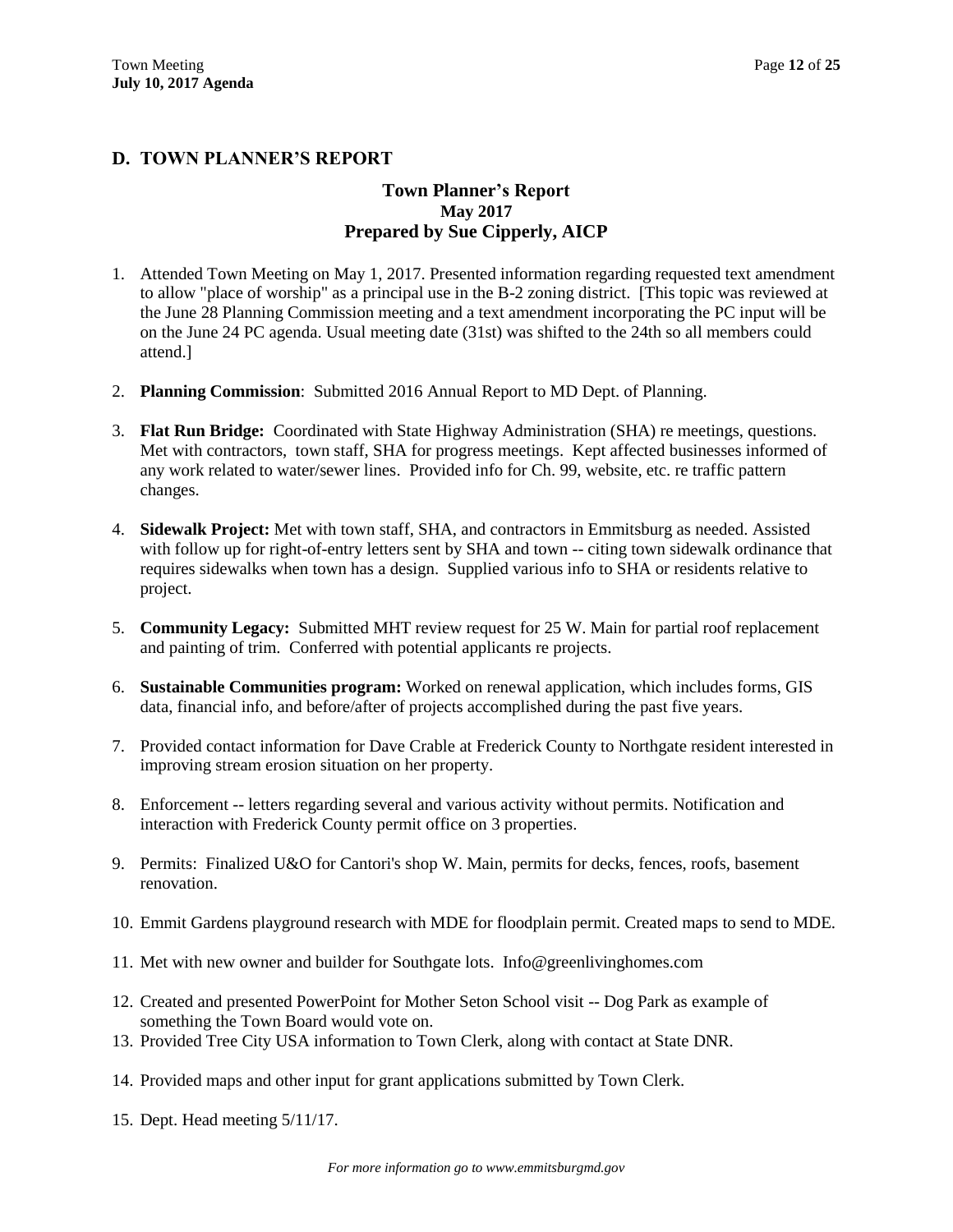## D. TOWN PLANNER'S REPORT

### Town Planner's Report
### May 2017
### Prepared by Sue Cipperly, AICP

1. Attended Town Meeting on May 1, 2017. Presented information regarding requested text amendment to allow "place of worship" as a principal use in the B-2 zoning district. [This topic was reviewed at the June 28 Planning Commission meeting and a text amendment incorporating the PC input will be on the June 24 PC agenda. Usual meeting date (31st) was shifted to the 24th so all members could attend.]

2. **Planning Commission**: Submitted 2016 Annual Report to MD Dept. of Planning.

3. **Flat Run Bridge:** Coordinated with State Highway Administration (SHA) re meetings, questions. Met with contractors, town staff, SHA for progress meetings. Kept affected businesses informed of any work related to water/sewer lines. Provided info for Ch. 99, website, etc. re traffic pattern changes.

4. **Sidewalk Project:** Met with town staff, SHA, and contractors in Emmitsburg as needed. Assisted with follow up for right-of-entry letters sent by SHA and town -- citing town sidewalk ordinance that requires sidewalks when town has a design. Supplied various info to SHA or residents relative to project.

5. **Community Legacy:** Submitted MHT review request for 25 W. Main for partial roof replacement and painting of trim. Conferred with potential applicants re projects.

6. **Sustainable Communities program:** Worked on renewal application, which includes forms, GIS data, financial info, and before/after of projects accomplished during the past five years.

7. Provided contact information for Dave Crable at Frederick County to Northgate resident interested in improving stream erosion situation on her property.

8. Enforcement -- letters regarding several and various activity without permits. Notification and interaction with Frederick County permit office on 3 properties.

9. Permits: Finalized U&O for Cantori's shop W. Main, permits for decks, fences, roofs, basement renovation.

10. Emmit Gardens playground research with MDE for floodplain permit. Created maps to send to MDE.

11. Met with new owner and builder for Southgate lots. Info@greenlivinghomes.com

12. Created and presented PowerPoint for Mother Seton School visit -- Dog Park as example of something the Town Board would vote on.

13. Provided Tree City USA information to Town Clerk, along with contact at State DNR.

14. Provided maps and other input for grant applications submitted by Town Clerk.

15. Dept. Head meeting 5/11/17.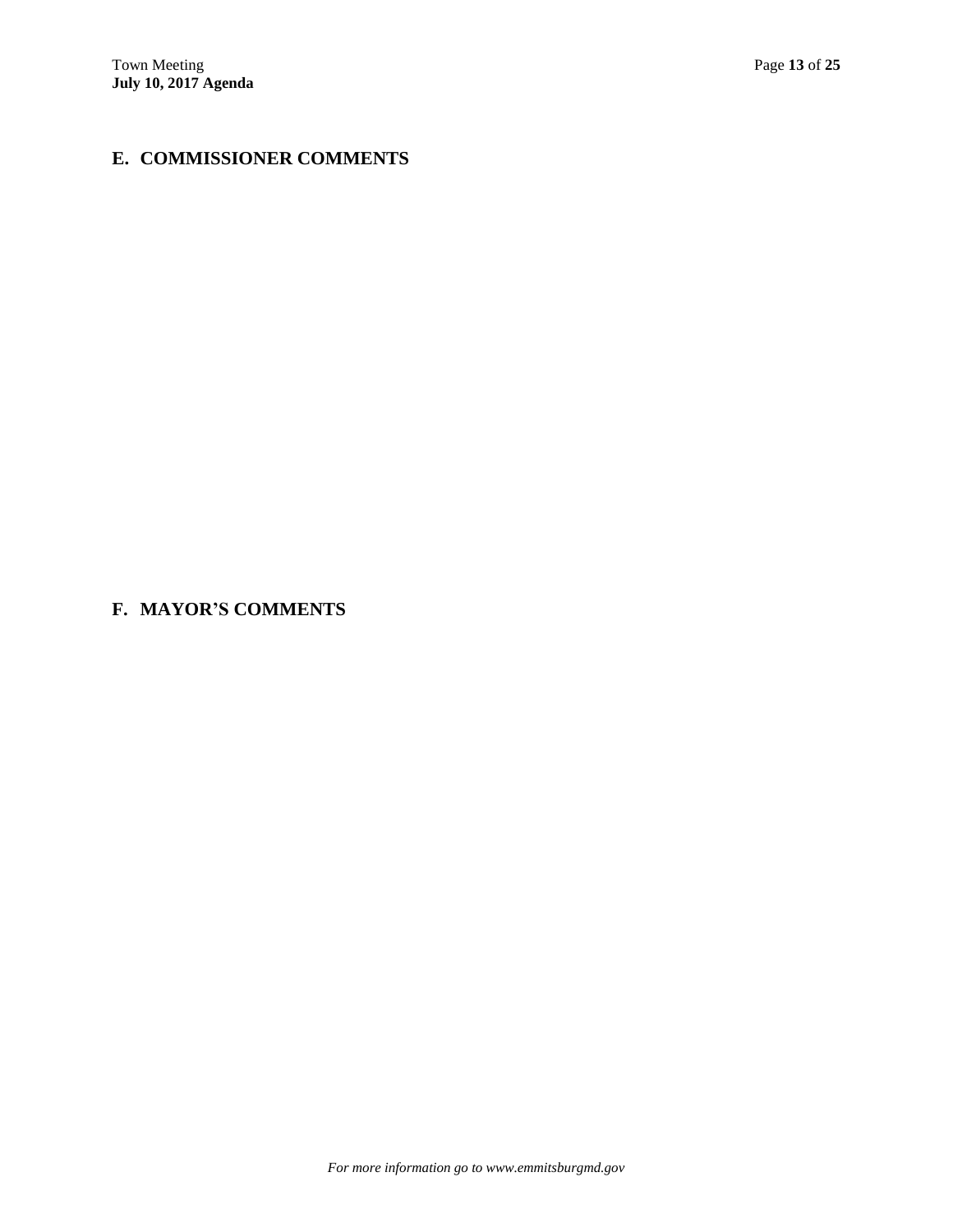## E. COMMISSIONER COMMENTS

## F. MAYOR'S COMMENTS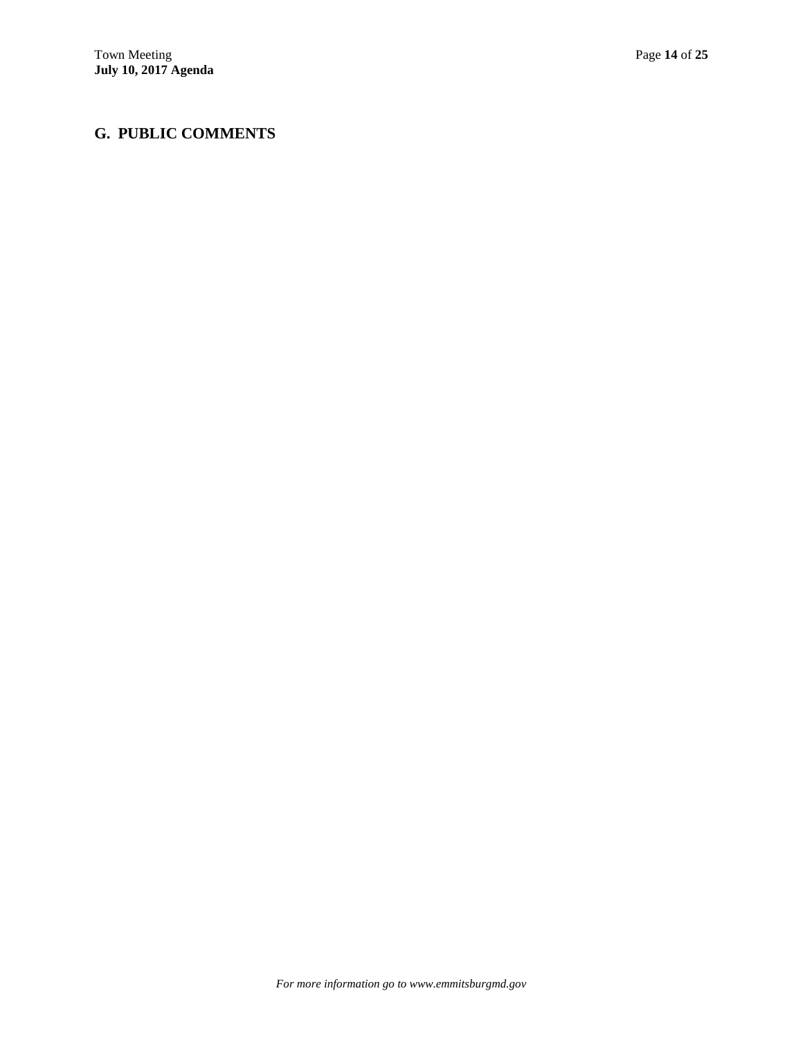## G. PUBLIC COMMENTS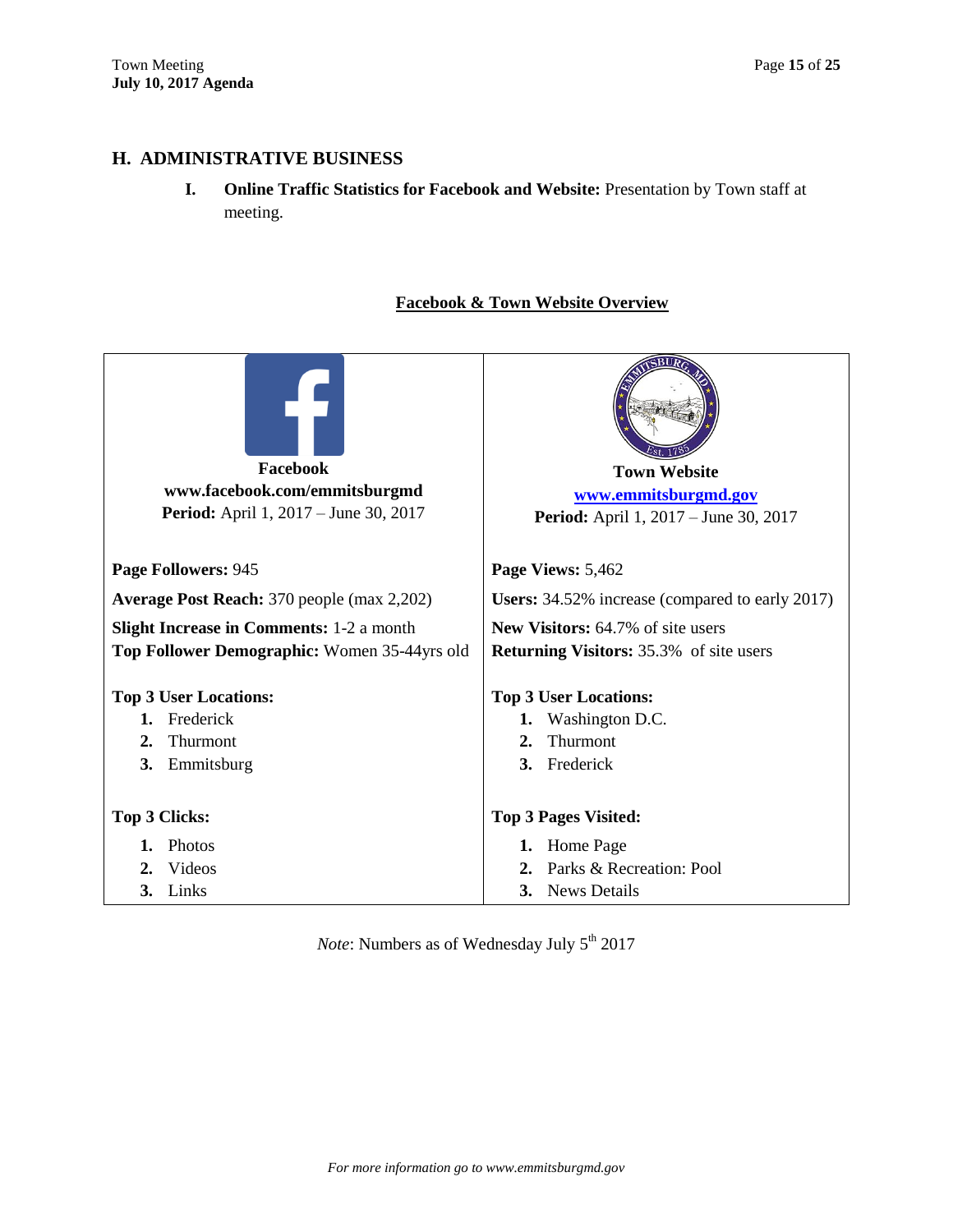## H. ADMINISTRATIVE BUSINESS

**I. Online Traffic Statistics for Facebook and Website:** Presentation by Town staff at meeting.

**Facebook & Town Website Overview**

| **Facebook**<br>**www.facebook.com/emmitsburgmd**<br>**Period:** April 1, 2017 – June 30, 2017 | **Town Website**<br>**[www.emmitsburgmd.gov](http://www.emmitsburgmd.gov)**<br>**Period:** April 1, 2017 – June 30, 2017 |
|---|---|
| **Page Followers:** 945 | **Page Views:** 5,462 |
| **Average Post Reach:** 370 people (max 2,202) | **Users:** 34.52% increase (compared to early 2017) |
| **Slight Increase in Comments:** 1-2 a month<br>**Top Follower Demographic:** Women 35-44yrs old | **New Visitors:** 64.7% of site users<br>**Returning Visitors:** 35.3% of site users |
| **Top 3 User Locations:**<br>1. Frederick<br>2. Thurmont<br>3. Emmitsburg | **Top 3 User Locations:**<br>1. Washington D.C.<br>2. Thurmont<br>3. Frederick |
| **Top 3 Clicks:**<br>1. Photos<br>2. Videos<br>3. Links | **Top 3 Pages Visited:**<br>1. Home Page<br>2. Parks & Recreation: Pool<br>3. News Details |

*Note*: Numbers as of Wednesday July 5th 2017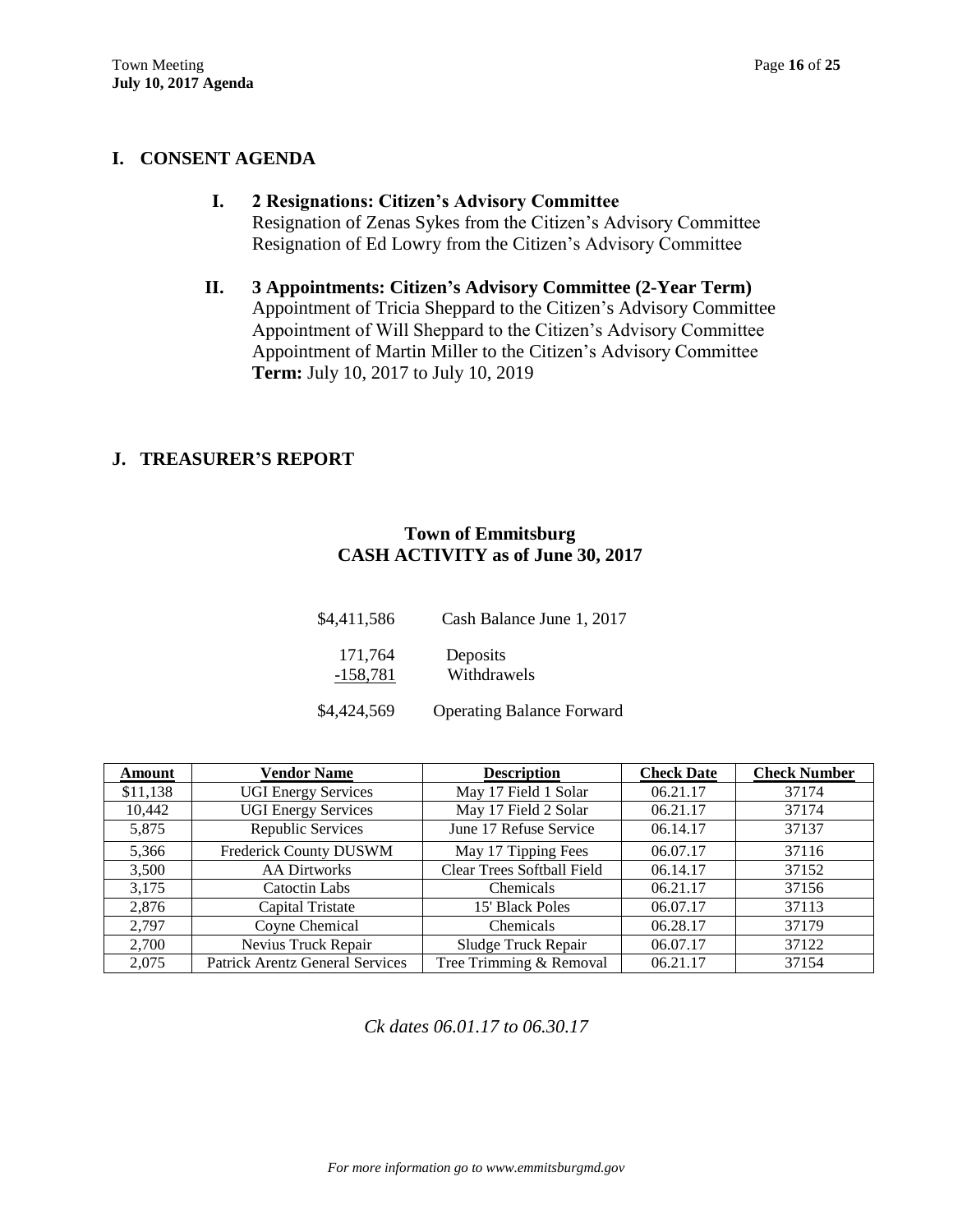## I. CONSENT AGENDA

**I. 2 Resignations: Citizen's Advisory Committee**

Resignation of Zenas Sykes from the Citizen's Advisory Committee
Resignation of Ed Lowry from the Citizen's Advisory Committee

**II. 3 Appointments: Citizen's Advisory Committee (2-Year Term)**

Appointment of Tricia Sheppard to the Citizen's Advisory Committee
Appointment of Will Sheppard to the Citizen's Advisory Committee
Appointment of Martin Miller to the Citizen's Advisory Committee
**Term:** July 10, 2017 to July 10, 2019

## J. TREASURER'S REPORT

### Town of Emmitsburg
### CASH ACTIVITY as of June 30, 2017

| | |
|---|---|
| $4,411,586 | Cash Balance June 1, 2017 |
| 171,764 | Deposits |
| -158,781 | Withdrawels |
| $4,424,569 | Operating Balance Forward |

| Amount | Vendor Name | Description | Check Date | Check Number |
|---|---|---|---|---|
| $11,138 | UGI Energy Services | May 17 Field 1 Solar | 06.21.17 | 37174 |
| 10,442 | UGI Energy Services | May 17 Field 2 Solar | 06.21.17 | 37174 |
| 5,875 | Republic Services | June 17 Refuse Service | 06.14.17 | 37137 |
| 5,366 | Frederick County DUSWM | May 17 Tipping Fees | 06.07.17 | 37116 |
| 3,500 | AA Dirtworks | Clear Trees Softball Field | 06.14.17 | 37152 |
| 3,175 | Catoctin Labs | Chemicals | 06.21.17 | 37156 |
| 2,876 | Capital Tristate | 15' Black Poles | 06.07.17 | 37113 |
| 2,797 | Coyne Chemical | Chemicals | 06.28.17 | 37179 |
| 2,700 | Nevius Truck Repair | Sludge Truck Repair | 06.07.17 | 37122 |
| 2,075 | Patrick Arentz General Services | Tree Trimming & Removal | 06.21.17 | 37154 |

*Ck dates 06.01.17 to 06.30.17*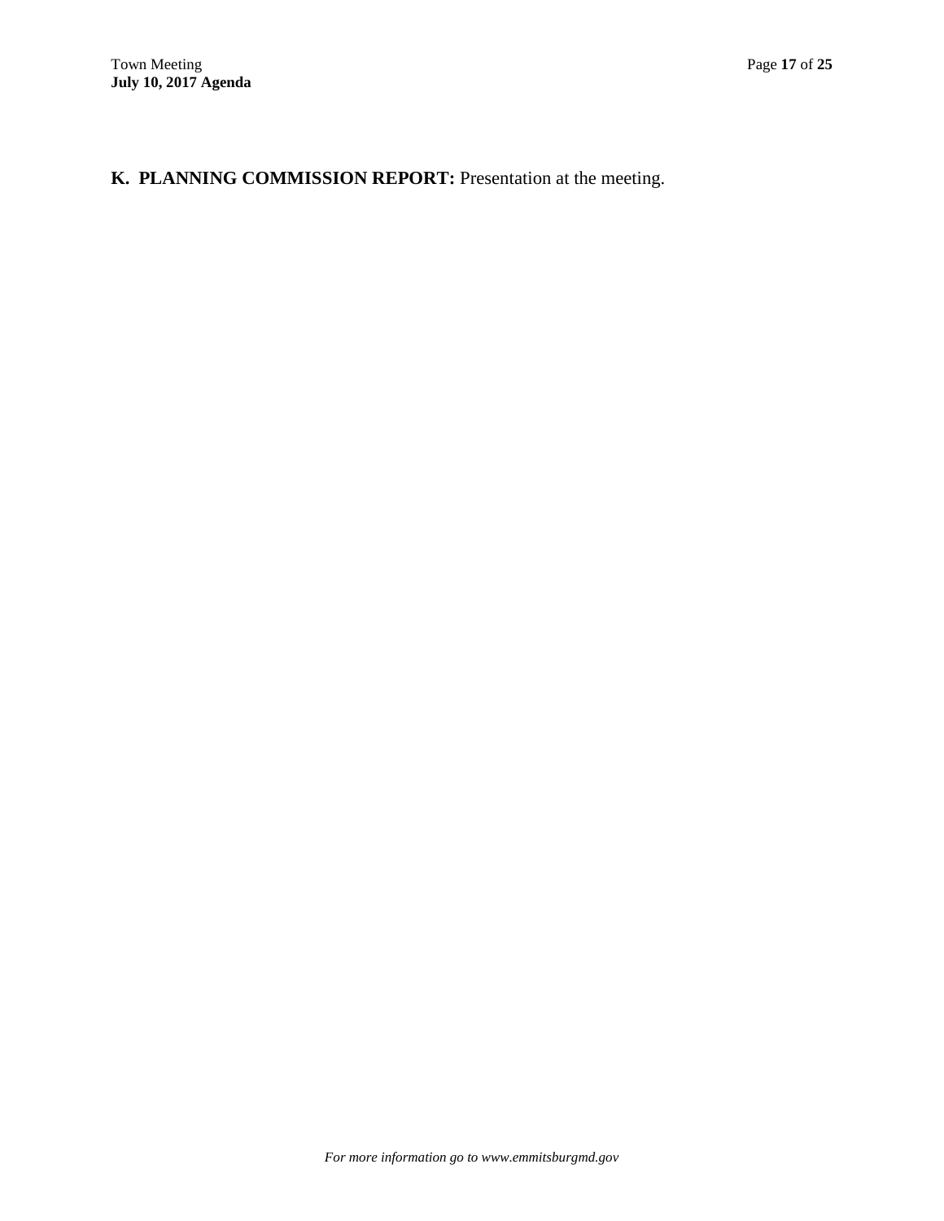**K. PLANNING COMMISSION REPORT:** Presentation at the meeting.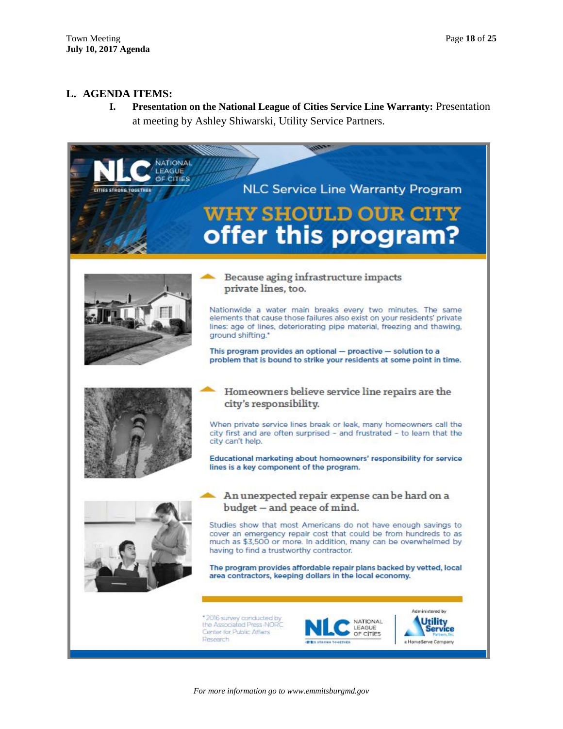## L. AGENDA ITEMS:

**I. Presentation on the National League of Cities Service Line Warranty:** Presentation at meeting by Ashley Shiwarski, Utility Service Partners.

NLC NATIONAL LEAGUE OF CITIES
CITIES STRONG TOGETHER

NLC Service Line Warranty Program

# WHY SHOULD OUR CITY offer this program?

### Because aging infrastructure impacts private lines, too.

Nationwide a water main breaks every two minutes. The same elements that cause those failures also exist on your residents' private lines: age of lines, deteriorating pipe material, freezing and thawing, ground shifting.*

**This program provides an optional — proactive — solution to a problem that is bound to strike your residents at some point in time.**

### Homeowners believe service line repairs are the city's responsibility.

When private service lines break or leak, many homeowners call the city first and are often surprised – and frustrated – to learn that the city can't help.

**Educational marketing about homeowners' responsibility for service lines is a key component of the program.**

### An unexpected repair expense can be hard on a budget – and peace of mind.

Studies show that most Americans do not have enough savings to cover an emergency repair cost that could be from hundreds to as much as $3,500 or more. In addition, many can be overwhelmed by having to find a trustworthy contractor.

**The program provides affordable repair plans backed by vetted, local area contractors, keeping dollars in the local economy.**

*2016 survey conducted by the Associated Press-NORC Center for Public Affairs Research

NLC NATIONAL LEAGUE OF CITIES — CITIES STRONG TOGETHER

Administered by Utility Service Partners, Inc. a HomeServe Company

*For more information go to www.emmitsburgmd.gov*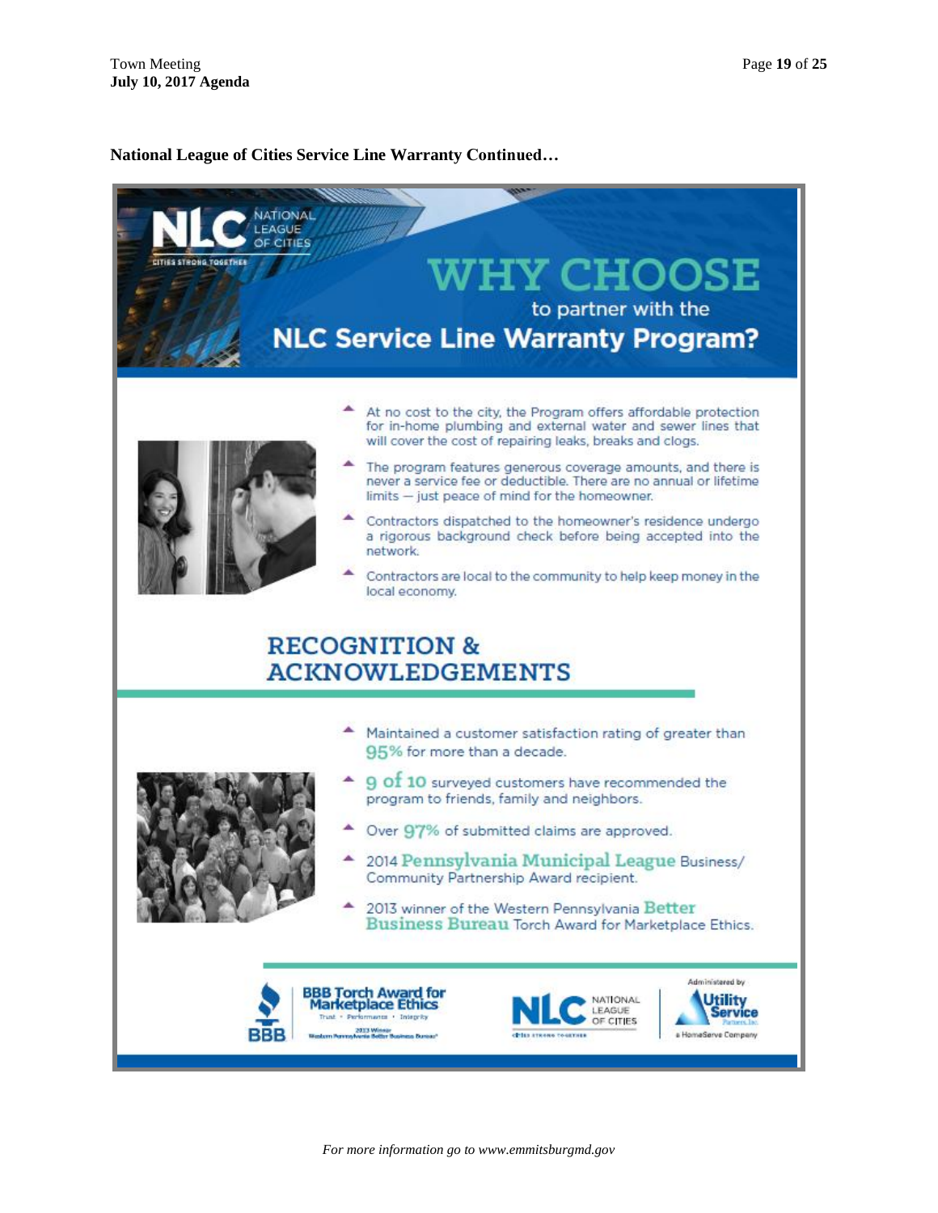**National League of Cities Service Line Warranty Continued…**

NLC NATIONAL LEAGUE OF CITIES

CITIES STRONG TOGETHER

# WHY CHOOSE to partner with the NLC Service Line Warranty Program?

- At no cost to the city, the Program offers affordable protection for in-home plumbing and external water and sewer lines that will cover the cost of repairing leaks, breaks and clogs.
- The program features generous coverage amounts, and there is never a service fee or deductible. There are no annual or lifetime limits — just peace of mind for the homeowner.
- Contractors dispatched to the homeowner's residence undergo a rigorous background check before being accepted into the network.
- Contractors are local to the community to help keep money in the local economy.

## RECOGNITION & ACKNOWLEDGEMENTS

- Maintained a customer satisfaction rating of greater than 95% for more than a decade.
- 9 of 10 surveyed customers have recommended the program to friends, family and neighbors.
- Over 97% of submitted claims are approved.
- 2014 Pennsylvania Municipal League Business/Community Partnership Award recipient.
- 2013 winner of the Western Pennsylvania Better Business Bureau Torch Award for Marketplace Ethics.

BBB Torch Award for Marketplace Ethics — Trust • Performance • Integrity — 2013 Winner Western Pennsylvania Better Business Bureau

NLC NATIONAL LEAGUE OF CITIES — CITIES STRONG TOGETHER

Administered by Utility Service Partners, Inc. a HomeServe Company

*For more information go to www.emmitsburgmd.gov*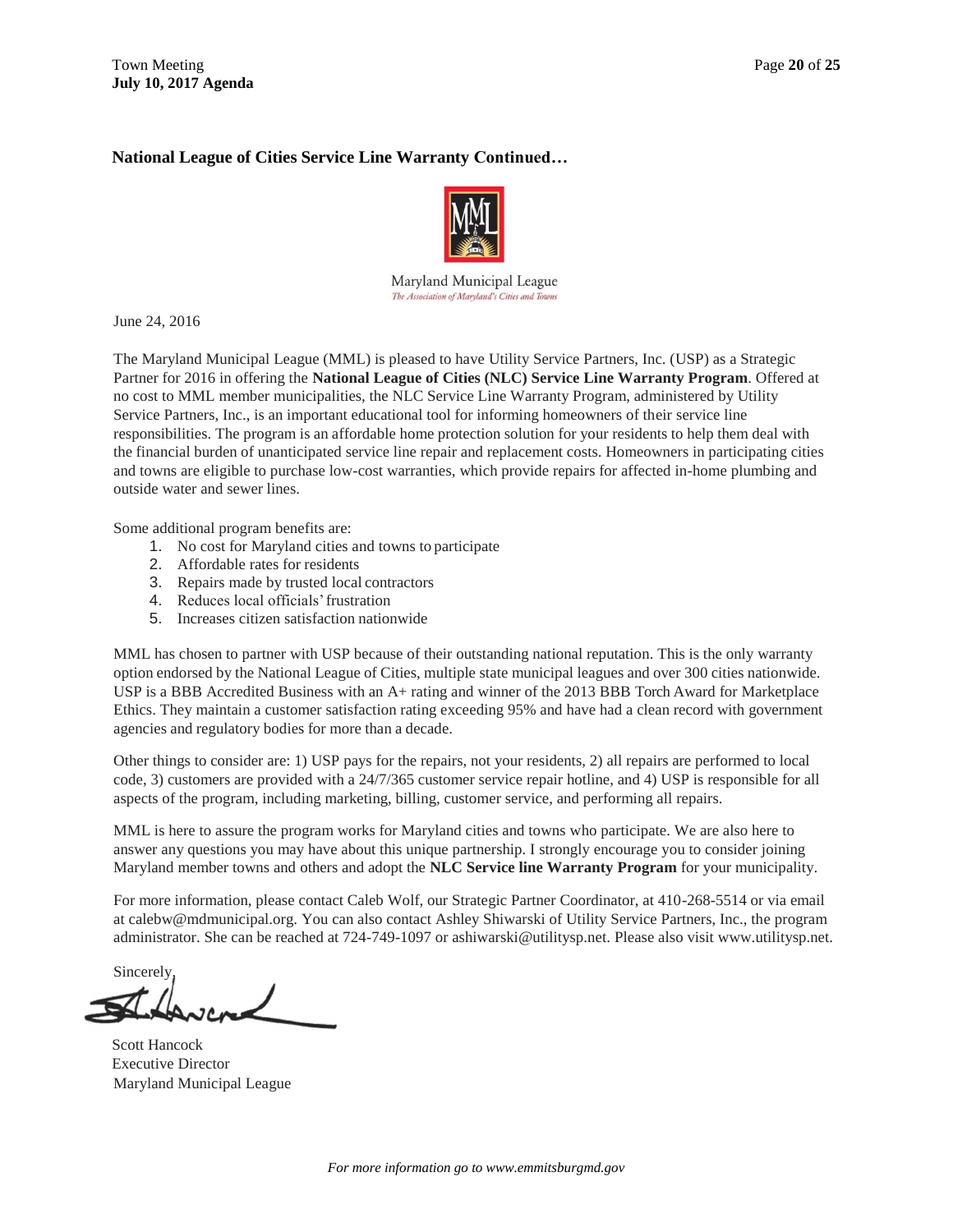### National League of Cities Service Line Warranty Continued…

Maryland Municipal League
*The Association of Maryland's Cities and Towns*

June 24, 2016

The Maryland Municipal League (MML) is pleased to have Utility Service Partners, Inc. (USP) as a Strategic Partner for 2016 in offering the **National League of Cities (NLC) Service Line Warranty Program**. Offered at no cost to MML member municipalities, the NLC Service Line Warranty Program, administered by Utility Service Partners, Inc., is an important educational tool for informing homeowners of their service line responsibilities. The program is an affordable home protection solution for your residents to help them deal with the financial burden of unanticipated service line repair and replacement costs. Homeowners in participating cities and towns are eligible to purchase low-cost warranties, which provide repairs for affected in-home plumbing and outside water and sewer lines.

Some additional program benefits are:

1. No cost for Maryland cities and towns to participate
2. Affordable rates for residents
3. Repairs made by trusted local contractors
4. Reduces local officials' frustration
5. Increases citizen satisfaction nationwide

MML has chosen to partner with USP because of their outstanding national reputation. This is the only warranty option endorsed by the National League of Cities, multiple state municipal leagues and over 300 cities nationwide. USP is a BBB Accredited Business with an A+ rating and winner of the 2013 BBB Torch Award for Marketplace Ethics. They maintain a customer satisfaction rating exceeding 95% and have had a clean record with government agencies and regulatory bodies for more than a decade.

Other things to consider are: 1) USP pays for the repairs, not your residents, 2) all repairs are performed to local code, 3) customers are provided with a 24/7/365 customer service repair hotline, and 4) USP is responsible for all aspects of the program, including marketing, billing, customer service, and performing all repairs.

MML is here to assure the program works for Maryland cities and towns who participate. We are also here to answer any questions you may have about this unique partnership. I strongly encourage you to consider joining Maryland member towns and others and adopt the **NLC Service line Warranty Program** for your municipality.

For more information, please contact Caleb Wolf, our Strategic Partner Coordinator, at 410-268-5514 or via email at calebw@mdmunicipal.org. You can also contact Ashley Shiwarski of Utility Service Partners, Inc., the program administrator. She can be reached at 724-749-1097 or ashiwarski@utilitysp.net. Please also visit www.utilitysp.net.

Sincerely,

Scott Hancock
Executive Director
Maryland Municipal League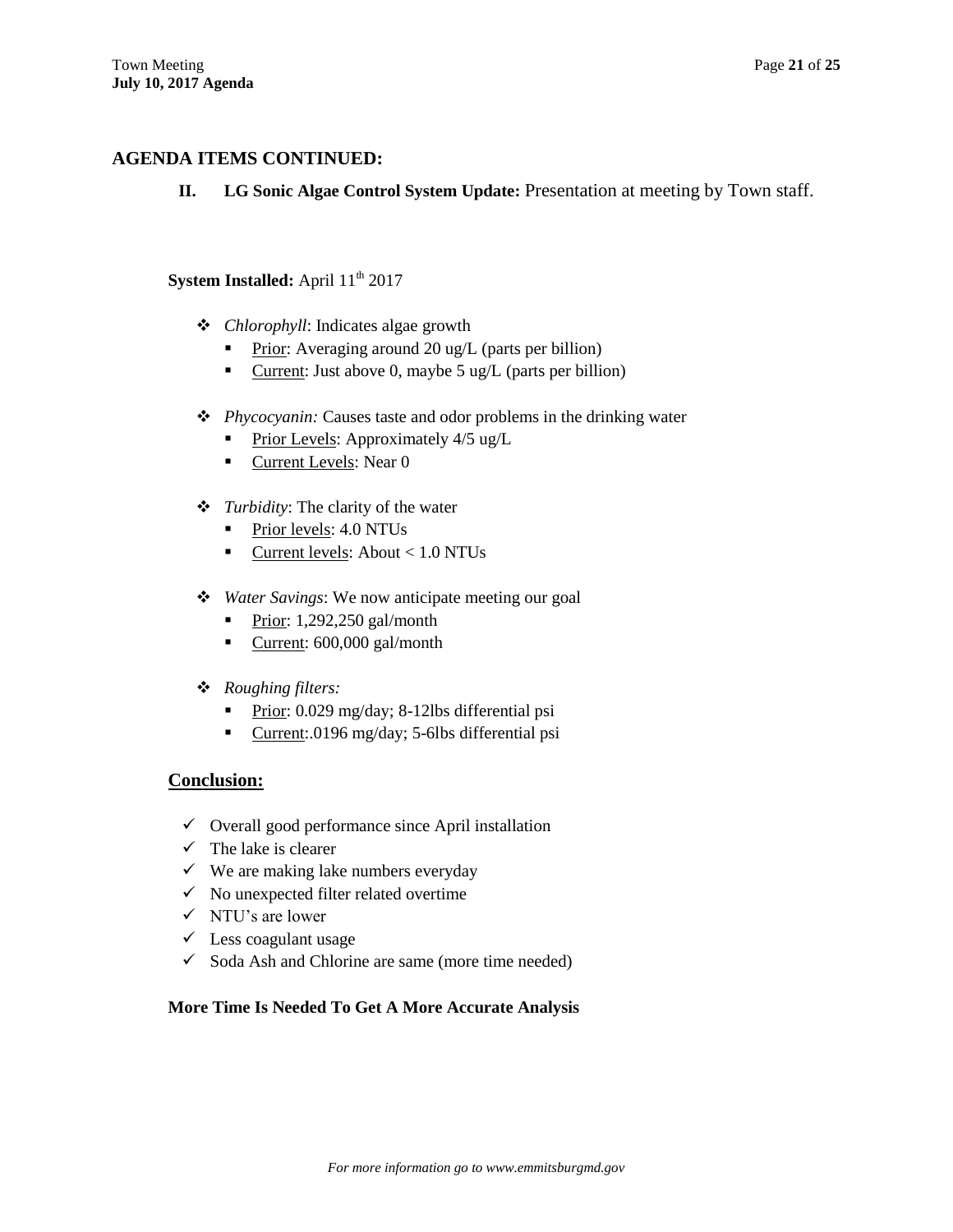## AGENDA ITEMS CONTINUED:

**II. LG Sonic Algae Control System Update:** Presentation at meeting by Town staff.

**System Installed:** April 11th 2017

- *Chlorophyll*: Indicates algae growth
  - Prior: Averaging around 20 ug/L (parts per billion)
  - Current: Just above 0, maybe 5 ug/L (parts per billion)
- *Phycocyanin:* Causes taste and odor problems in the drinking water
  - Prior Levels: Approximately 4/5 ug/L
  - Current Levels: Near 0
- *Turbidity*: The clarity of the water
  - Prior levels: 4.0 NTUs
  - Current levels: About < 1.0 NTUs
- *Water Savings*: We now anticipate meeting our goal
  - Prior: 1,292,250 gal/month
  - Current: 600,000 gal/month
- *Roughing filters:*
  - Prior: 0.029 mg/day; 8-12lbs differential psi
  - Current:.0196 mg/day; 5-6lbs differential psi

### Conclusion:

- ✓ Overall good performance since April installation
- ✓ The lake is clearer
- ✓ We are making lake numbers everyday
- ✓ No unexpected filter related overtime
- ✓ NTU's are lower
- ✓ Less coagulant usage
- ✓ Soda Ash and Chlorine are same (more time needed)

**More Time Is Needed To Get A More Accurate Analysis**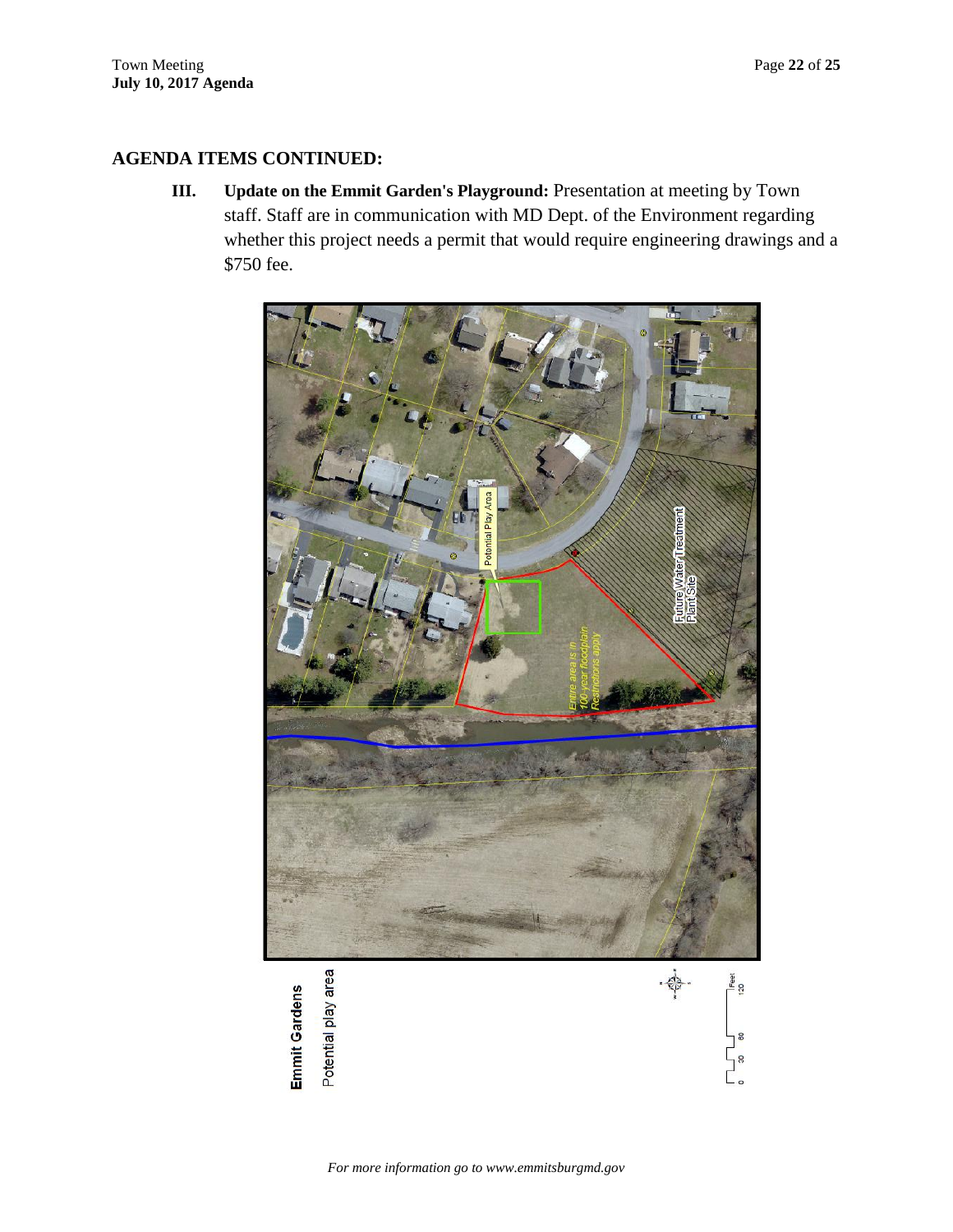## AGENDA ITEMS CONTINUED:

**III. Update on the Emmit Garden's Playground:** Presentation at meeting by Town staff. Staff are in communication with MD Dept. of the Environment regarding whether this project needs a permit that would require engineering drawings and a $750 fee.

Potential Play Area

Future Water Treatment Plant Site

*Entire area is in 100-year floodplain Restrictions apply*

**Emmit Gardens**

Potential play area

0 30 60 120 Feet

*For more information go to www.emmitsburgmd.gov*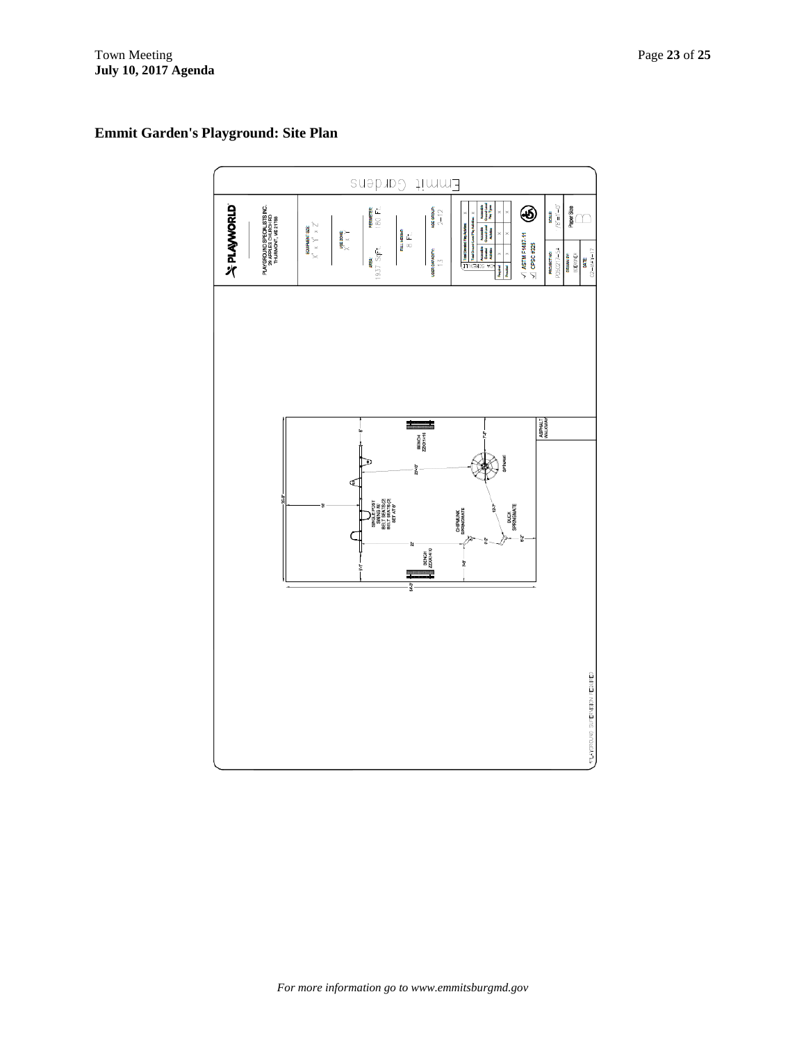## Emmit Garden's Playground: Site Plan

Emmit Gardens

PLAYWORLD

PLAYGROUND SPECIALISTS INC.
29 ARCHIE E. CHURCH RD
THURMONT, MD 21788

EQUIPMENT SIZE: X' x Y' x Z'

USE ZONE: X' x Y'

AREA: 1937 SqFt

PERIMETER: 180 Ft

FALL HEIGHT: 8 Ft

USER CAPACITY: 13

AGE GROUP: 2-12

ASTM F1487-11

CPSC #325

PROJECT NO: P050217-SA

SCALE: 1/8" = 1'-0"

Paper Size: B

DRAWN BY:

DATE: 02-14-17

ASPHALT WALKWAY

BENCH ZZX1410

BENCH ZZX1410

SINGLE POST SWING W/ BELT SEATS (2) BELT SEATS (2) SET AT 8'

SPINAMI

CHIPMUNK SPRINGMATE

DUCK SPRINGMATE

54'-0"

35'-0"

*PLAYGROUND SUPERVISION REQUIRED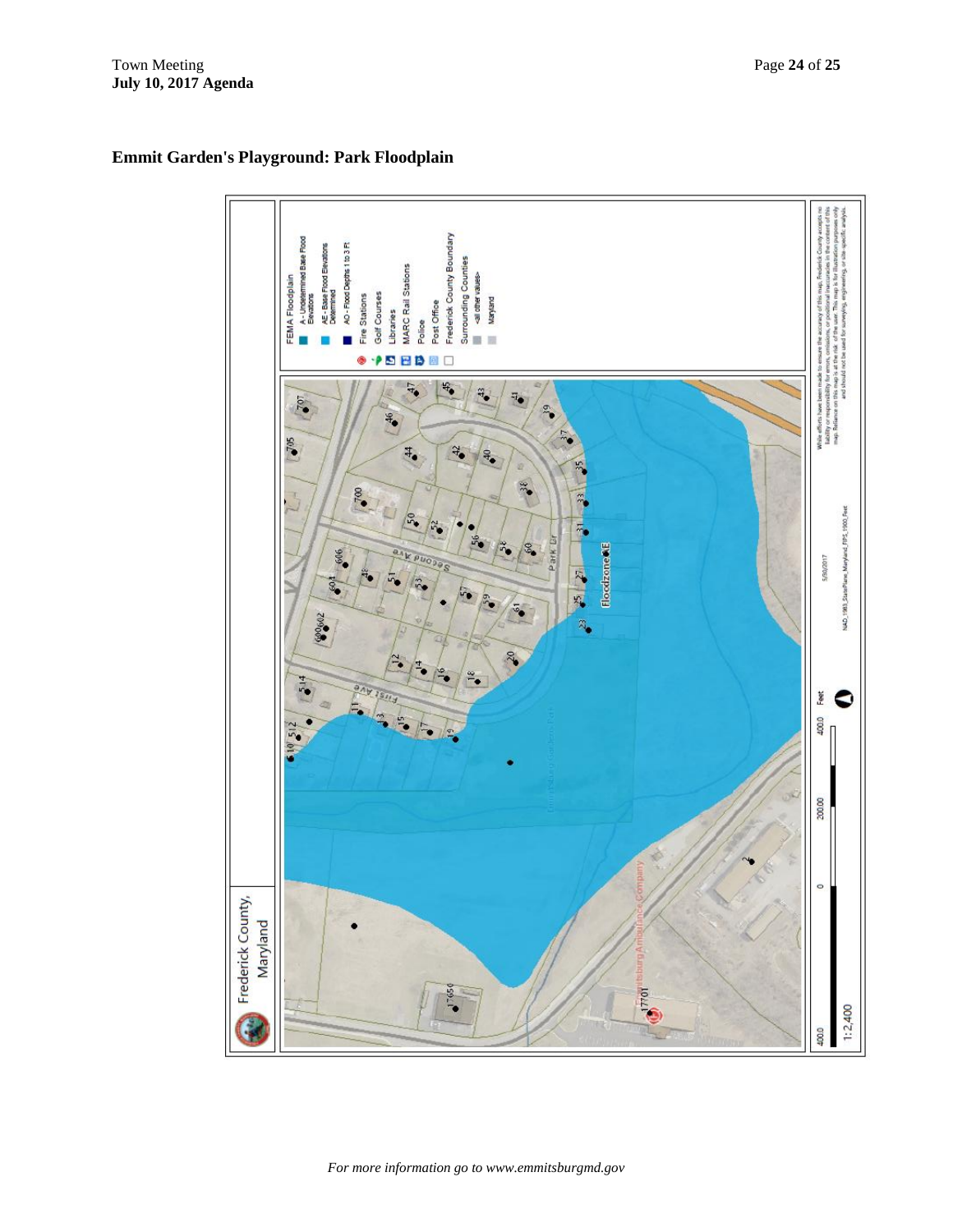## Emmit Garden's Playground: Park Floodplain

Frederick County, Maryland

FEMA Floodplain
- A - Undetermined Base Flood Elevations
- AE - Base Flood Elevations Determined
- AO - Flood Depths 1 to 3 Ft
- Fire Stations
- Golf Courses
- Libraries
- MARC Rail Stations
- Police
- Post Office
- Frederick County Boundary
- Surrounding Counties
  - <all other values>
  - Maryland

Floodzone AE

Second Ave

First Ave

Park Dr

Emmitsburg Ambulance Company

1:2,400

400.0 0 200.00 400.0 Feet

NAD_1983_StatePlane_Maryland_FIPS_1900_Feet

5/30/2017

While efforts have been made to ensure the accuracy of this map, Frederick County accepts no liability or responsibility for errors, omissions, or positional inaccuracies in the content of this map. Reliance on this map is at the risk of the user. This map is for illustration purposes only and should not be used for surveying, engineering, or site-specific analysis.

*For more information go to www.emmitsburgmd.gov*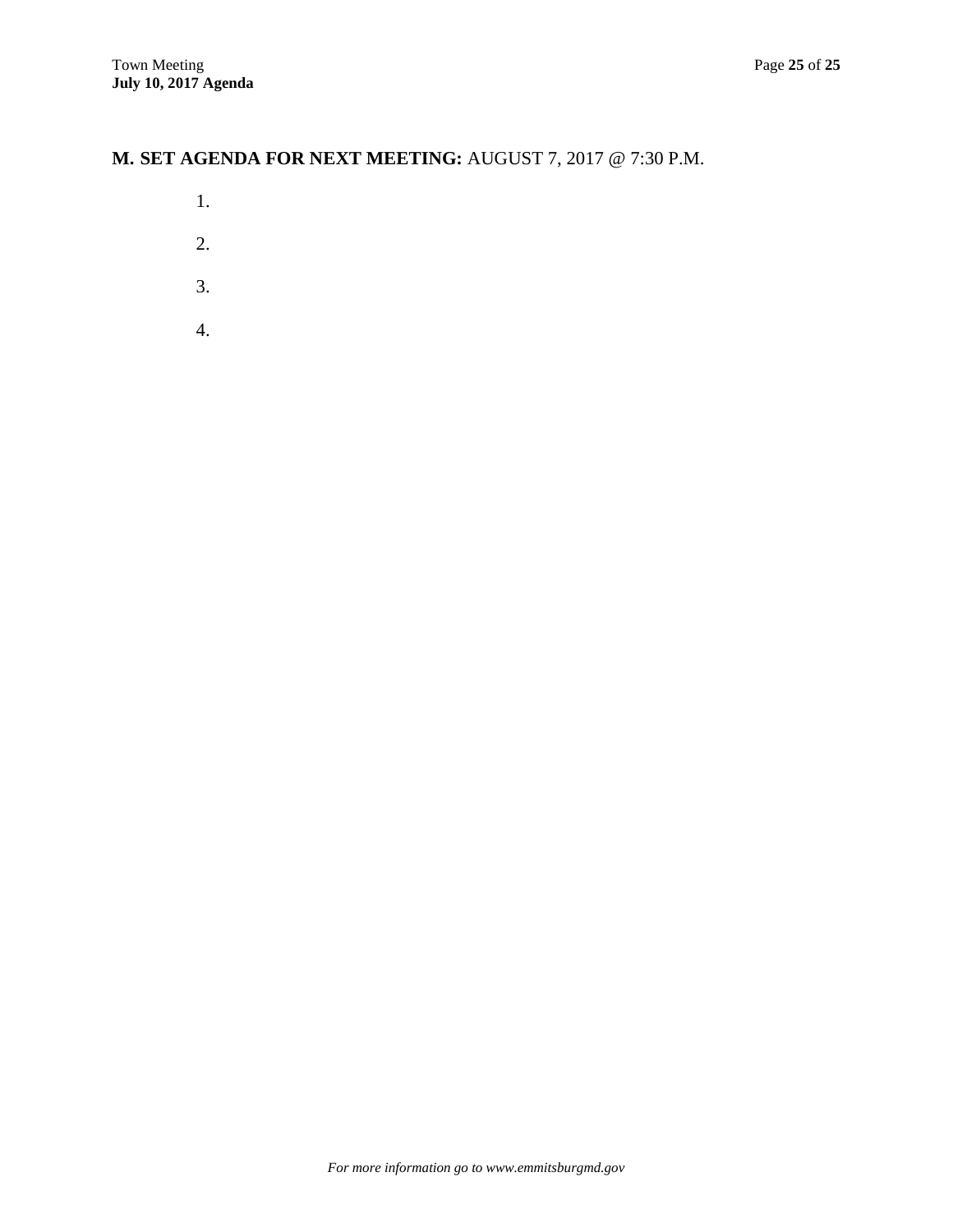## M. SET AGENDA FOR NEXT MEETING: AUGUST 7, 2017 @ 7:30 P.M.

1.
2.
3.
4.

*For more information go to www.emmitsburgmd.gov*